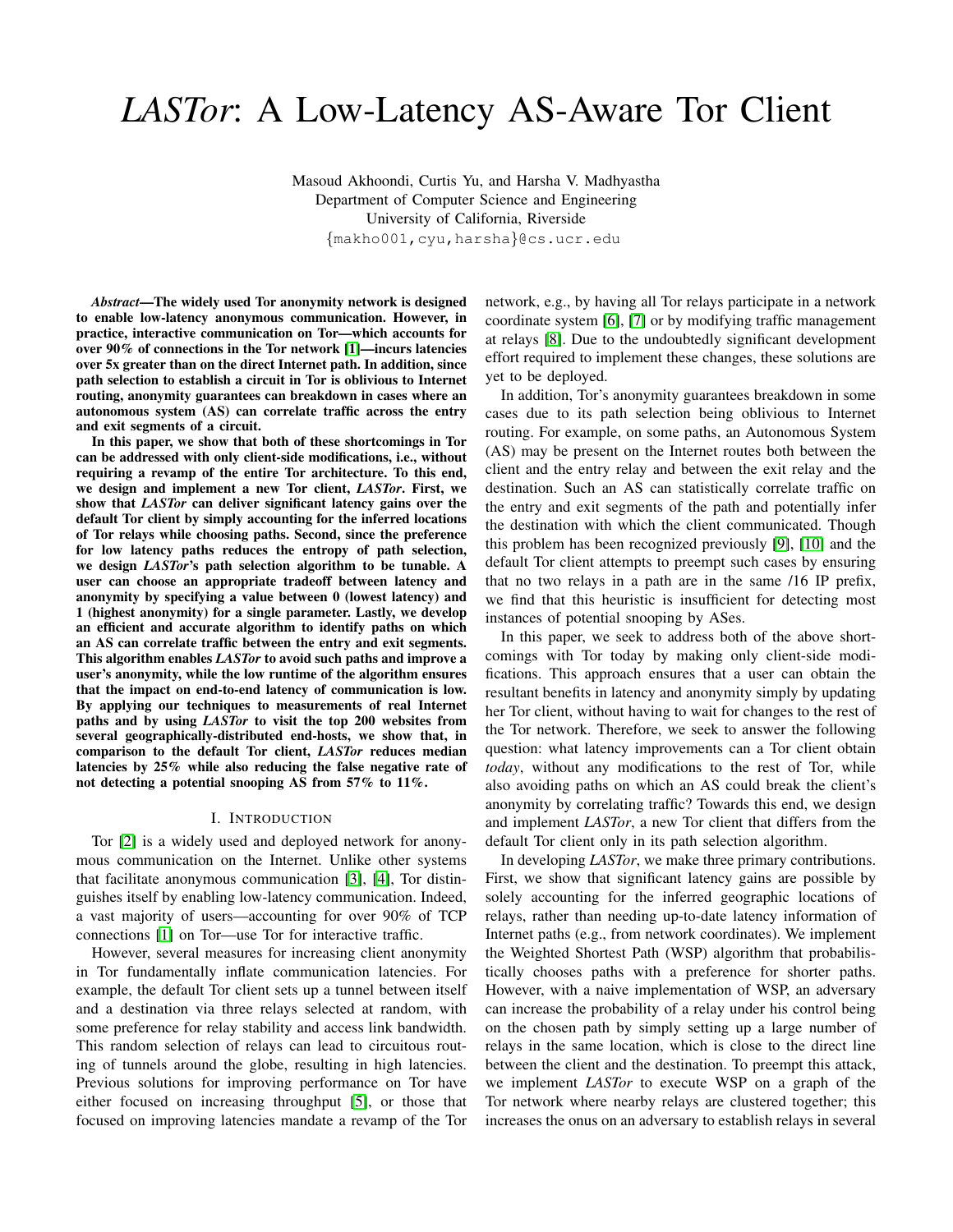# *LASTor*: A Low-Latency AS-Aware Tor Client

Masoud Akhoondi, Curtis Yu, and Harsha V. Madhyastha
Department of Computer Science and Engineering
University of California, Riverside
{makho001,cyu,harsha}@cs.ucr.edu

***Abstract*—The widely used Tor anonymity network is designed to enable low-latency anonymous communication. However, in practice, interactive communication on Tor—which accounts for over 90% of connections in the Tor network [1]—incurs latencies over 5x greater than on the direct Internet path. In addition, since path selection to establish a circuit in Tor is oblivious to Internet routing, anonymity guarantees can breakdown in cases where an autonomous system (AS) can correlate traffic across the entry and exit segments of a circuit.**

**In this paper, we show that both of these shortcomings in Tor can be addressed with only client-side modifications, i.e., without requiring a revamp of the entire Tor architecture. To this end, we design and implement a new Tor client, *LASTor*. First, we show that *LASTor* can deliver significant latency gains over the default Tor client by simply accounting for the inferred locations of Tor relays while choosing paths. Second, since the preference for low latency paths reduces the entropy of path selection, we design *LASTor*'s path selection algorithm to be tunable. A user can choose an appropriate tradeoff between latency and anonymity by specifying a value between 0 (lowest latency) and 1 (highest anonymity) for a single parameter. Lastly, we develop an efficient and accurate algorithm to identify paths on which an AS can correlate traffic between the entry and exit segments. This algorithm enables *LASTor* to avoid such paths and improve a user's anonymity, while the low runtime of the algorithm ensures that the impact on end-to-end latency of communication is low. By applying our techniques to measurements of real Internet paths and by using *LASTor* to visit the top 200 websites from several geographically-distributed end-hosts, we show that, in comparison to the default Tor client, *LASTor* reduces median latencies by 25% while also reducing the false negative rate of not detecting a potential snooping AS from 57% to 11%.**

## I. Introduction

Tor [2] is a widely used and deployed network for anonymous communication on the Internet. Unlike other systems that facilitate anonymous communication [3], [4], Tor distinguishes itself by enabling low-latency communication. Indeed, a vast majority of users—accounting for over 90% of TCP connections [1] on Tor—use Tor for interactive traffic.

However, several measures for increasing client anonymity in Tor fundamentally inflate communication latencies. For example, the default Tor client sets up a tunnel between itself and a destination via three relays selected at random, with some preference for relay stability and access link bandwidth. This random selection of relays can lead to circuitous routing of tunnels around the globe, resulting in high latencies. Previous solutions for improving performance on Tor have either focused on increasing throughput [5], or those that focused on improving latencies mandate a revamp of the Tor network, e.g., by having all Tor relays participate in a network coordinate system [6], [7] or by modifying traffic management at relays [8]. Due to the undoubtedly significant development effort required to implement these changes, these solutions are yet to be deployed.

In addition, Tor's anonymity guarantees breakdown in some cases due to its path selection being oblivious to Internet routing. For example, on some paths, an Autonomous System (AS) may be present on the Internet routes both between the client and the entry relay and between the exit relay and the destination. Such an AS can statistically correlate traffic on the entry and exit segments of the path and potentially infer the destination with which the client communicated. Though this problem has been recognized previously [9], [10] and the default Tor client attempts to preempt such cases by ensuring that no two relays in a path are in the same /16 IP prefix, we find that this heuristic is insufficient for detecting most instances of potential snooping by ASes.

In this paper, we seek to address both of the above shortcomings with Tor today by making only client-side modifications. This approach ensures that a user can obtain the resultant benefits in latency and anonymity simply by updating her Tor client, without having to wait for changes to the rest of the Tor network. Therefore, we seek to answer the following question: what latency improvements can a Tor client obtain *today*, without any modifications to the rest of Tor, while also avoiding paths on which an AS could break the client's anonymity by correlating traffic? Towards this end, we design and implement *LASTor*, a new Tor client that differs from the default Tor client only in its path selection algorithm.

In developing *LASTor*, we make three primary contributions. First, we show that significant latency gains are possible by solely accounting for the inferred geographic locations of relays, rather than needing up-to-date latency information of Internet paths (e.g., from network coordinates). We implement the Weighted Shortest Path (WSP) algorithm that probabilistically chooses paths with a preference for shorter paths. However, with a naive implementation of WSP, an adversary can increase the probability of a relay under his control being on the chosen path by simply setting up a large number of relays in the same location, which is close to the direct line between the client and the destination. To preempt this attack, we implement *LASTor* to execute WSP on a graph of the Tor network where nearby relays are clustered together; this increases the onus on an adversary to establish relays in several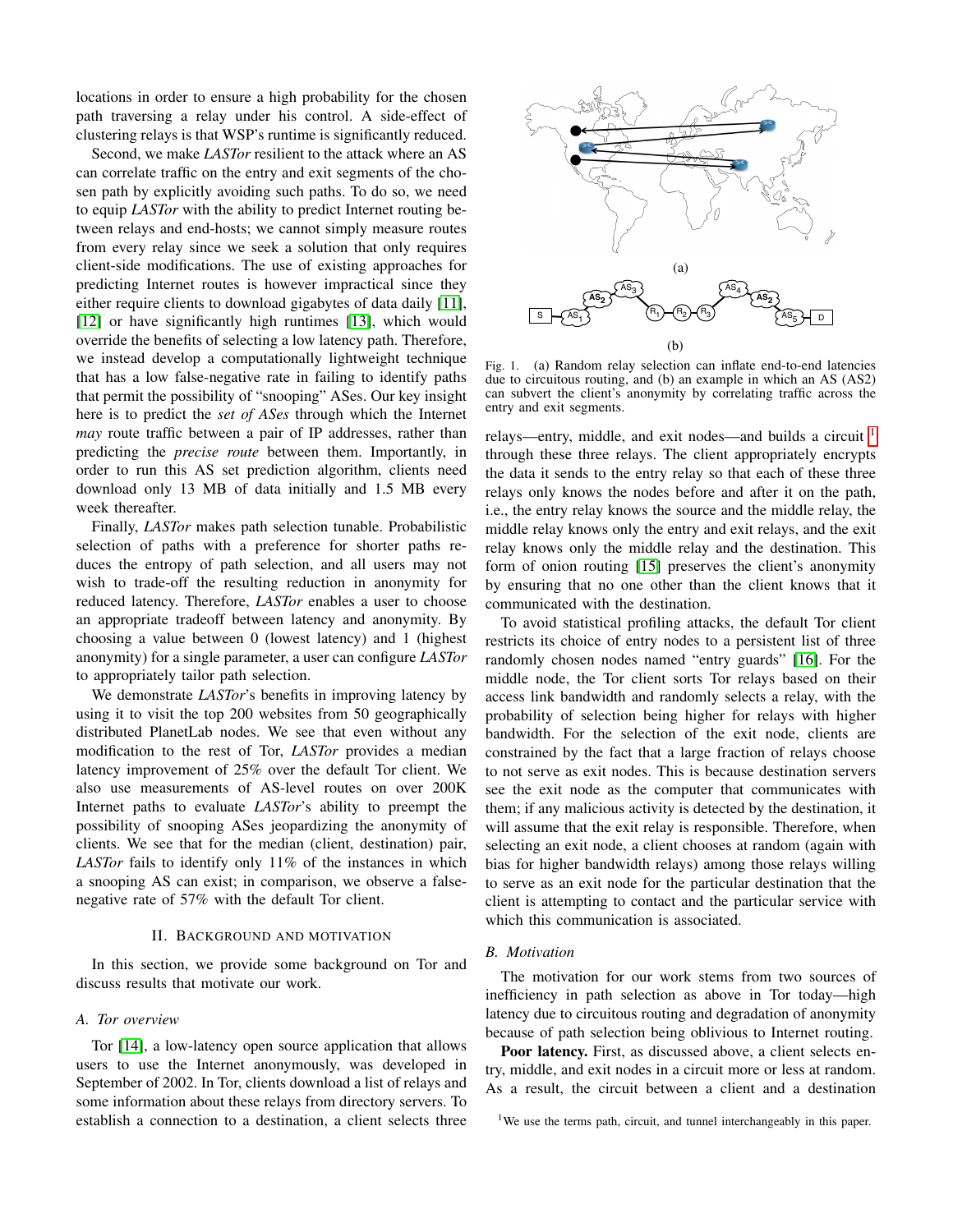locations in order to ensure a high probability for the chosen path traversing a relay under his control. A side-effect of clustering relays is that WSP's runtime is significantly reduced.

Second, we make *LASTor* resilient to the attack where an AS can correlate traffic on the entry and exit segments of the chosen path by explicitly avoiding such paths. To do so, we need to equip *LASTor* with the ability to predict Internet routing between relays and end-hosts; we cannot simply measure routes from every relay since we seek a solution that only requires client-side modifications. The use of existing approaches for predicting Internet routes is however impractical since they either require clients to download gigabytes of data daily [11], [12] or have significantly high runtimes [13], which would override the benefits of selecting a low latency path. Therefore, we instead develop a computationally lightweight technique that has a low false-negative rate in failing to identify paths that permit the possibility of "snooping" ASes. Our key insight here is to predict the *set of ASes* through which the Internet *may* route traffic between a pair of IP addresses, rather than predicting the *precise route* between them. Importantly, in order to run this AS set prediction algorithm, clients need download only 13 MB of data initially and 1.5 MB every week thereafter.

Finally, *LASTor* makes path selection tunable. Probabilistic selection of paths with a preference for shorter paths reduces the entropy of path selection, and all users may not wish to trade-off the resulting reduction in anonymity for reduced latency. Therefore, *LASTor* enables a user to choose an appropriate tradeoff between latency and anonymity. By choosing a value between 0 (lowest latency) and 1 (highest anonymity) for a single parameter, a user can configure *LASTor* to appropriately tailor path selection.

We demonstrate *LASTor*'s benefits in improving latency by using it to visit the top 200 websites from 50 geographically distributed PlanetLab nodes. We see that even without any modification to the rest of Tor, *LASTor* provides a median latency improvement of 25% over the default Tor client. We also use measurements of AS-level routes on over 200K Internet paths to evaluate *LASTor*'s ability to preempt the possibility of snooping ASes jeopardizing the anonymity of clients. We see that for the median (client, destination) pair, *LASTor* fails to identify only 11% of the instances in which a snooping AS can exist; in comparison, we observe a false-negative rate of 57% with the default Tor client.

## II. Background and Motivation

In this section, we provide some background on Tor and discuss results that motivate our work.

### A. Tor overview

Tor [14], a low-latency open source application that allows users to use the Internet anonymously, was developed in September of 2002. In Tor, clients download a list of relays and some information about these relays from directory servers. To establish a connection to a destination, a client selects three relays—entry, middle, and exit nodes—and builds a circuit [1] through these three relays. The client appropriately encrypts the data it sends to the entry relay so that each of these three relays only knows the nodes before and after it on the path, i.e., the entry relay knows the source and the middle relay, the middle relay knows only the entry and exit relays, and the exit relay knows only the middle relay and the destination. This form of onion routing [15] preserves the client's anonymity by ensuring that no one other than the client knows that it communicated with the destination.

Fig. 1. (a) Random relay selection can inflate end-to-end latencies due to circuitous routing, and (b) an example in which an AS (AS2) can subvert the client's anonymity by correlating traffic across the entry and exit segments.

To avoid statistical profiling attacks, the default Tor client restricts its choice of entry nodes to a persistent list of three randomly chosen nodes named "entry guards" [16]. For the middle node, the Tor client sorts Tor relays based on their access link bandwidth and randomly selects a relay, with the probability of selection being higher for relays with higher bandwidth. For the selection of the exit node, clients are constrained by the fact that a large fraction of relays choose to not serve as exit nodes. This is because destination servers see the exit node as the computer that communicates with them; if any malicious activity is detected by the destination, it will assume that the exit relay is responsible. Therefore, when selecting an exit node, a client chooses at random (again with bias for higher bandwidth relays) among those relays willing to serve as an exit node for the particular destination that the client is attempting to contact and the particular service with which this communication is associated.

### B. Motivation

The motivation for our work stems from two sources of inefficiency in path selection as above in Tor today—high latency due to circuitous routing and degradation of anonymity because of path selection being oblivious to Internet routing.

**Poor latency.** First, as discussed above, a client selects entry, middle, and exit nodes in a circuit more or less at random. As a result, the circuit between a client and a destination

[1] We use the terms path, circuit, and tunnel interchangeably in this paper.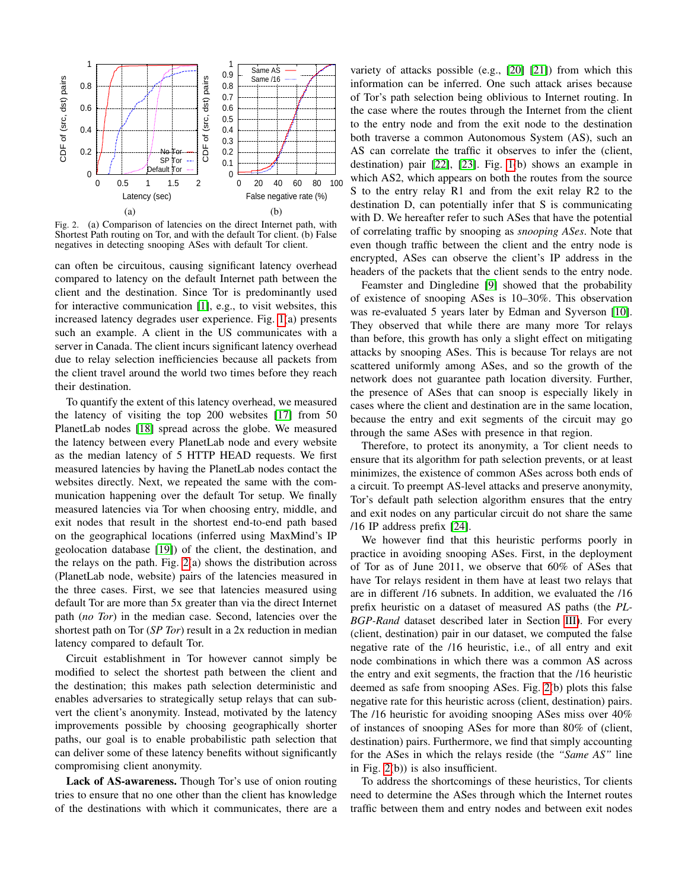1
0.8
0.6
0.4
0.2
0
CDF of (src, dst) pairs
0 0.5 1 1.5 2
Latency (sec)
No Tor
SP Tor
Default Tor
(a)

1
0.9
0.8
0.7
0.6
0.5
0.4
0.3
0.2
0.1
0
CDF of (src, dst) pairs
0 20 40 60 80 100
False negative rate (%)
Same AS
Same /16
(b)

Fig. 2. (a) Comparison of latencies on the direct Internet path, with Shortest Path routing on Tor, and with the default Tor client. (b) False negatives in detecting snooping ASes with default Tor client.

can often be circuitous, causing significant latency overhead compared to latency on the default Internet path between the client and the destination. Since Tor is predominantly used for interactive communication [1], e.g., to visit websites, this increased latency degrades user experience. Fig. 1(a) presents such an example. A client in the US communicates with a server in Canada. The client incurs significant latency overhead due to relay selection inefficiencies because all packets from the client travel around the world two times before they reach their destination.

To quantify the extent of this latency overhead, we measured the latency of visiting the top 200 websites [17] from 50 PlanetLab nodes [18] spread across the globe. We measured the latency between every PlanetLab node and every website as the median latency of 5 HTTP HEAD requests. We first measured latencies by having the PlanetLab nodes contact the websites directly. Next, we repeated the same with the communication happening over the default Tor setup. We finally measured latencies via Tor when choosing entry, middle, and exit nodes that result in the shortest end-to-end path based on the geographical locations (inferred using MaxMind's IP geolocation database [19]) of the client, the destination, and the relays on the path. Fig. 2(a) shows the distribution across (PlanetLab node, website) pairs of the latencies measured in the three cases. First, we see that latencies measured using default Tor are more than 5x greater than via the direct Internet path (*no Tor*) in the median case. Second, latencies over the shortest path on Tor (*SP Tor*) result in a 2x reduction in median latency compared to default Tor.

Circuit establishment in Tor however cannot simply be modified to select the shortest path between the client and the destination; this makes path selection deterministic and enables adversaries to strategically setup relays that can subvert the client's anonymity. Instead, motivated by the latency improvements possible by choosing geographically shorter paths, our goal is to enable probabilistic path selection that can deliver some of these latency benefits without significantly compromising client anonymity.

**Lack of AS-awareness.** Though Tor's use of onion routing tries to ensure that no one other than the client has knowledge of the destinations with which it communicates, there are a variety of attacks possible (e.g., [20] [21]) from which this information can be inferred. One such attack arises because of Tor's path selection being oblivious to Internet routing. In the case where the routes through the Internet from the client to the entry node and from the exit node to the destination both traverse a common Autonomous System (AS), such an AS can correlate the traffic it observes to infer the (client, destination) pair [22], [23]. Fig. 1(b) shows an example in which AS2, which appears on both the routes from the source S to the entry relay R1 and from the exit relay R2 to the destination D, can potentially infer that S is communicating with D. We hereafter refer to such ASes that have the potential of correlating traffic by snooping as *snooping ASes*. Note that even though traffic between the client and the entry node is encrypted, ASes can observe the client's IP address in the headers of the packets that the client sends to the entry node.

Feamster and Dingledine [9] showed that the probability of existence of snooping ASes is 10–30%. This observation was re-evaluated 5 years later by Edman and Syverson [10]. They observed that while there are many more Tor relays than before, this growth has only a slight effect on mitigating attacks by snooping ASes. This is because Tor relays are not scattered uniformly among ASes, and so the growth of the network does not guarantee path location diversity. Further, the presence of ASes that can snoop is especially likely in cases where the client and destination are in the same location, because the entry and exit segments of the circuit may go through the same ASes with presence in that region.

Therefore, to protect its anonymity, a Tor client needs to ensure that its algorithm for path selection prevents, or at least minimizes, the existence of common ASes across both ends of a circuit. To preempt AS-level attacks and preserve anonymity, Tor's default path selection algorithm ensures that the entry and exit nodes on any particular circuit do not share the same /16 IP address prefix [24].

We however find that this heuristic performs poorly in practice in avoiding snooping ASes. First, in the deployment of Tor as of June 2011, we observe that 60% of ASes that have Tor relays resident in them have at least two relays that are in different /16 subnets. In addition, we evaluated the /16 prefix heuristic on a dataset of measured AS paths (the *PL-BGP-Rand* dataset described later in Section III). For every (client, destination) pair in our dataset, we computed the false negative rate of the /16 heuristic, i.e., of all entry and exit node combinations in which there was a common AS across the entry and exit segments, the fraction that the /16 heuristic deemed as safe from snooping ASes. Fig. 2(b) plots this false negative rate for this heuristic across (client, destination) pairs. The /16 heuristic for avoiding snooping ASes miss over 40% of instances of snooping ASes for more than 80% of (client, destination) pairs. Furthermore, we find that simply accounting for the ASes in which the relays reside (the *"Same AS"* line in Fig. 2(b)) is also insufficient.

To address the shortcomings of these heuristics, Tor clients need to determine the ASes through which the Internet routes traffic between them and entry nodes and between exit nodes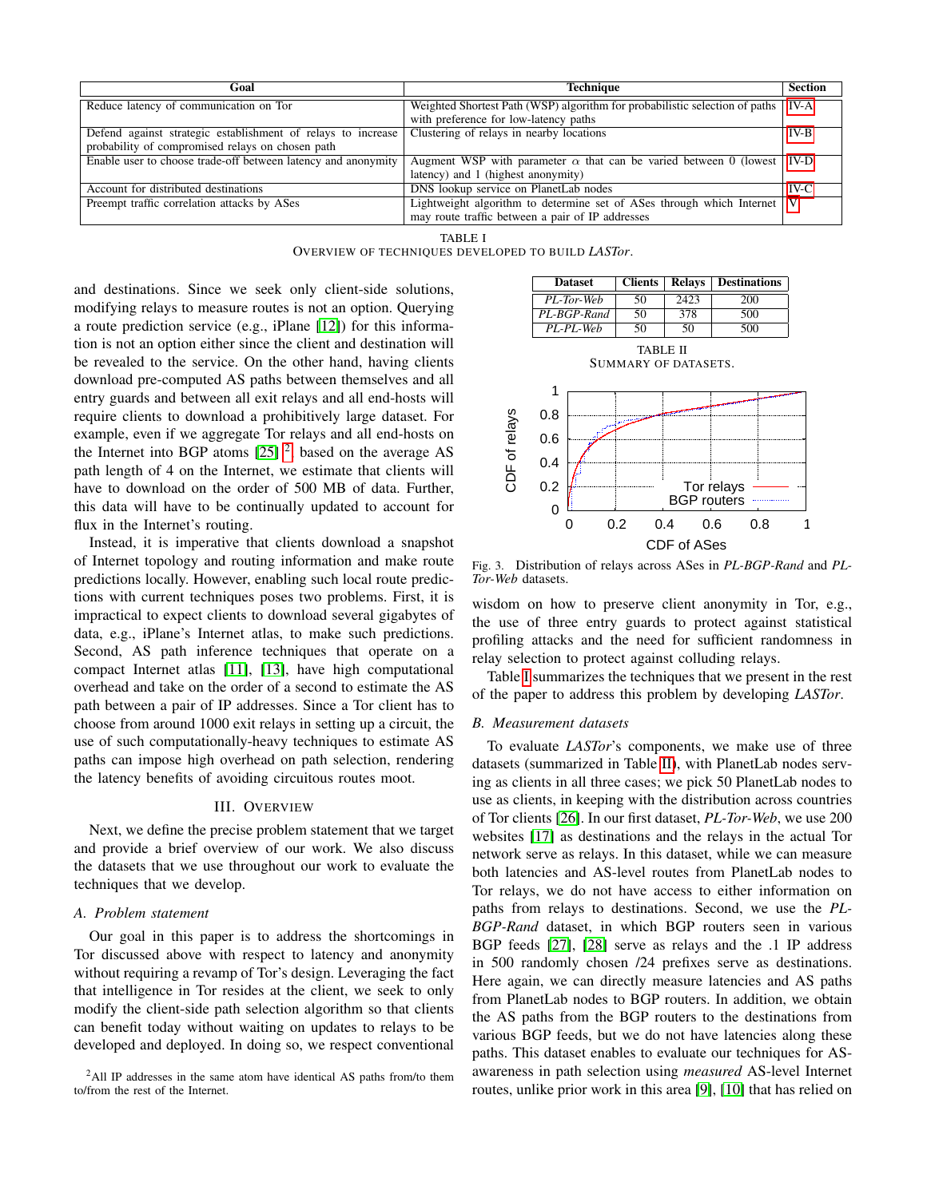| Goal | Technique | Section |
|---|---|---|
| Reduce latency of communication on Tor | Weighted Shortest Path (WSP) algorithm for probabilistic selection of paths with preference for low-latency paths | IV-A |
| Defend against strategic establishment of relays to increase probability of compromised relays on chosen path | Clustering of relays in nearby locations | IV-B |
| Enable user to choose trade-off between latency and anonymity | Augment WSP with parameter $\alpha$ that can be varied between 0 (lowest latency) and 1 (highest anonymity) | IV-D |
| Account for distributed destinations | DNS lookup service on PlanetLab nodes | IV-C |
| Preempt traffic correlation attacks by ASes | Lightweight algorithm to determine set of ASes through which Internet may route traffic between a pair of IP addresses | V |

TABLE I
OVERVIEW OF TECHNIQUES DEVELOPED TO BUILD *LASTor*.

and destinations. Since we seek only client-side solutions, modifying relays to measure routes is not an option. Querying a route prediction service (e.g., iPlane [12]) for this information is not an option either since the client and destination will be revealed to the service. On the other hand, having clients download pre-computed AS paths between themselves and all entry guards and between all exit relays and all end-hosts will require clients to download a prohibitively large dataset. For example, even if we aggregate Tor relays and all end-hosts on the Internet into BGP atoms [25] [2], based on the average AS path length of 4 on the Internet, we estimate that clients will have to download on the order of 500 MB of data. Further, this data will have to be continually updated to account for flux in the Internet's routing.

Instead, it is imperative that clients download a snapshot of Internet topology and routing information and make route predictions locally. However, enabling such local route predictions with current techniques poses two problems. First, it is impractical to expect clients to download several gigabytes of data, e.g., iPlane's Internet atlas, to make such predictions. Second, AS path inference techniques that operate on a compact Internet atlas [11], [13], have high computational overhead and take on the order of a second to estimate the AS path between a pair of IP addresses. Since a Tor client has to choose from around 1000 exit relays in setting up a circuit, the use of such computationally-heavy techniques to estimate AS paths can impose high overhead on path selection, rendering the latency benefits of avoiding circuitous routes moot.

## III. OVERVIEW

Next, we define the precise problem statement that we target and provide a brief overview of our work. We also discuss the datasets that we use throughout our work to evaluate the techniques that we develop.

### A. Problem statement

Our goal in this paper is to address the shortcomings in Tor discussed above with respect to latency and anonymity without requiring a revamp of Tor's design. Leveraging the fact that intelligence in Tor resides at the client, we seek to only modify the client-side path selection algorithm so that clients can benefit today without waiting on updates to relays to be developed and deployed. In doing so, we respect conventional wisdom on how to preserve client anonymity in Tor, e.g., the use of three entry guards to protect against statistical profiling attacks and the need for sufficient randomness in relay selection to protect against colluding relays.

[2] All IP addresses in the same atom have identical AS paths from/to them to/from the rest of the Internet.

| Dataset | Clients | Relays | Destinations |
|---|---|---|---|
| *PL-Tor-Web* | 50 | 2423 | 200 |
| *PL-BGP-Rand* | 50 | 378 | 500 |
| *PL-PL-Web* | 50 | 50 | 500 |

TABLE II
SUMMARY OF DATASETS.

CDF of relays
CDF of ASes
0 0.2 0.4 0.6 0.8 1
Tor relays
BGP routers

Fig. 3. Distribution of relays across ASes in *PL-BGP-Rand* and *PL-Tor-Web* datasets.

Table I summarizes the techniques that we present in the rest of the paper to address this problem by developing *LASTor*.

### B. Measurement datasets

To evaluate *LASTor*'s components, we make use of three datasets (summarized in Table II), with PlanetLab nodes serving as clients in all three cases; we pick 50 PlanetLab nodes to use as clients, in keeping with the distribution across countries of Tor clients [26]. In our first dataset, *PL-Tor-Web*, we use 200 websites [17] as destinations and the relays in the actual Tor network serve as relays. In this dataset, while we can measure both latencies and AS-level routes from PlanetLab nodes to Tor relays, we do not have access to either information on paths from relays to destinations. Second, we use the *PL-BGP-Rand* dataset, in which BGP routers seen in various BGP feeds [27], [28] serve as relays and the .1 IP address in 500 randomly chosen /24 prefixes serve as destinations. Here again, we can directly measure latencies and AS paths from PlanetLab nodes to BGP routers. In addition, we obtain the AS paths from the BGP routers to the destinations from various BGP feeds, but we do not have latencies along these paths. This dataset enables to evaluate our techniques for AS-awareness in path selection using *measured* AS-level Internet routes, unlike prior work in this area [9], [10] that has relied on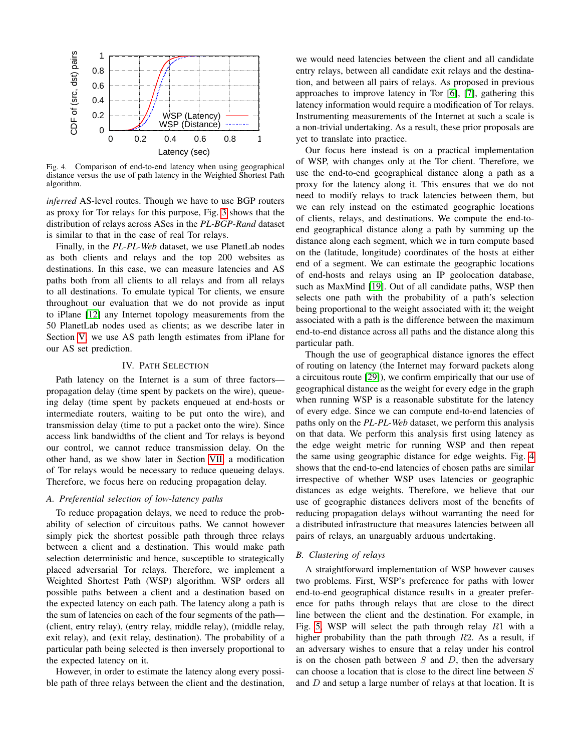CDF of (src, dst) pairs

1
0.8
0.6
0.4
0.2
0

0 0.2 0.4 0.6 0.8 1

Latency (sec)

WSP (Latency)
WSP (Distance)

Fig. 4. Comparison of end-to-end latency when using geographical distance versus the use of path latency in the Weighted Shortest Path algorithm.

*inferred* AS-level routes. Though we have to use BGP routers as proxy for Tor relays for this purpose, Fig. 3 shows that the distribution of relays across ASes in the *PL-BGP-Rand* dataset is similar to that in the case of real Tor relays.

Finally, in the *PL-PL-Web* dataset, we use PlanetLab nodes as both clients and relays and the top 200 websites as destinations. In this case, we can measure latencies and AS paths both from all clients to all relays and from all relays to all destinations. To emulate typical Tor clients, we ensure throughout our evaluation that we do not provide as input to iPlane [12] any Internet topology measurements from the 50 PlanetLab nodes used as clients; as we describe later in Section V, we use AS path length estimates from iPlane for our AS set prediction.

## IV. Path Selection

Path latency on the Internet is a sum of three factors—propagation delay (time spent by packets on the wire), queueing delay (time spent by packets enqueued at end-hosts or intermediate routers, waiting to be put onto the wire), and transmission delay (time to put a packet onto the wire). Since access link bandwidths of the client and Tor relays is beyond our control, we cannot reduce transmission delay. On the other hand, as we show later in Section VII, a modification of Tor relays would be necessary to reduce queueing delays. Therefore, we focus here on reducing propagation delay.

### *A. Preferential selection of low-latency paths*

To reduce propagation delays, we need to reduce the probability of selection of circuitous paths. We cannot however simply pick the shortest possible path through three relays between a client and a destination. This would make path selection deterministic and hence, susceptible to strategically placed adversarial Tor relays. Therefore, we implement a Weighted Shortest Path (WSP) algorithm. WSP orders all possible paths between a client and a destination based on the expected latency on each path. The latency along a path is the sum of latencies on each of the four segments of the path—(client, entry relay), (entry relay, middle relay), (middle relay, exit relay), and (exit relay, destination). The probability of a particular path being selected is then inversely proportional to the expected latency on it.

However, in order to estimate the latency along every possible path of three relays between the client and the destination, we would need latencies between the client and all candidate entry relays, between all candidate exit relays and the destination, and between all pairs of relays. As proposed in previous approaches to improve latency in Tor [6], [7], gathering this latency information would require a modification of Tor relays. Instrumenting measurements of the Internet at such a scale is a non-trivial undertaking. As a result, these prior proposals are yet to translate into practice.

Our focus here instead is on a practical implementation of WSP, with changes only at the Tor client. Therefore, we use the end-to-end geographical distance along a path as a proxy for the latency along it. This ensures that we do not need to modify relays to track latencies between them, but we can rely instead on the estimated geographic locations of clients, relays, and destinations. We compute the end-to-end geographical distance along a path by summing up the distance along each segment, which we in turn compute based on the (latitude, longitude) coordinates of the hosts at either end of a segment. We can estimate the geographic locations of end-hosts and relays using an IP geolocation database, such as MaxMind [19]. Out of all candidate paths, WSP then selects one path with the probability of a path's selection being proportional to the weight associated with it; the weight associated with a path is the difference between the maximum end-to-end distance across all paths and the distance along this particular path.

Though the use of geographical distance ignores the effect of routing on latency (the Internet may forward packets along a circuitous route [29]), we confirm empirically that our use of geographical distance as the weight for every edge in the graph when running WSP is a reasonable substitute for the latency of every edge. Since we can compute end-to-end latencies of paths only on the *PL-PL-Web* dataset, we perform this analysis on that data. We perform this analysis first using latency as the edge weight metric for running WSP and then repeat the same using geographic distance for edge weights. Fig. 4 shows that the end-to-end latencies of chosen paths are similar irrespective of whether WSP uses latencies or geographic distances as edge weights. Therefore, we believe that our use of geographic distances delivers most of the benefits of reducing propagation delays without warranting the need for a distributed infrastructure that measures latencies between all pairs of relays, an unarguably arduous undertaking.

### *B. Clustering of relays*

A straightforward implementation of WSP however causes two problems. First, WSP's preference for paths with lower end-to-end geographical distance results in a greater preference for paths through relays that are close to the direct line between the client and the destination. For example, in Fig. 5, WSP will select the path through relay $R1$ with a higher probability than the path through $R2$. As a result, if an adversary wishes to ensure that a relay under his control is on the chosen path between $S$ and $D$, then the adversary can choose a location that is close to the direct line between $S$ and $D$ and setup a large number of relays at that location. It is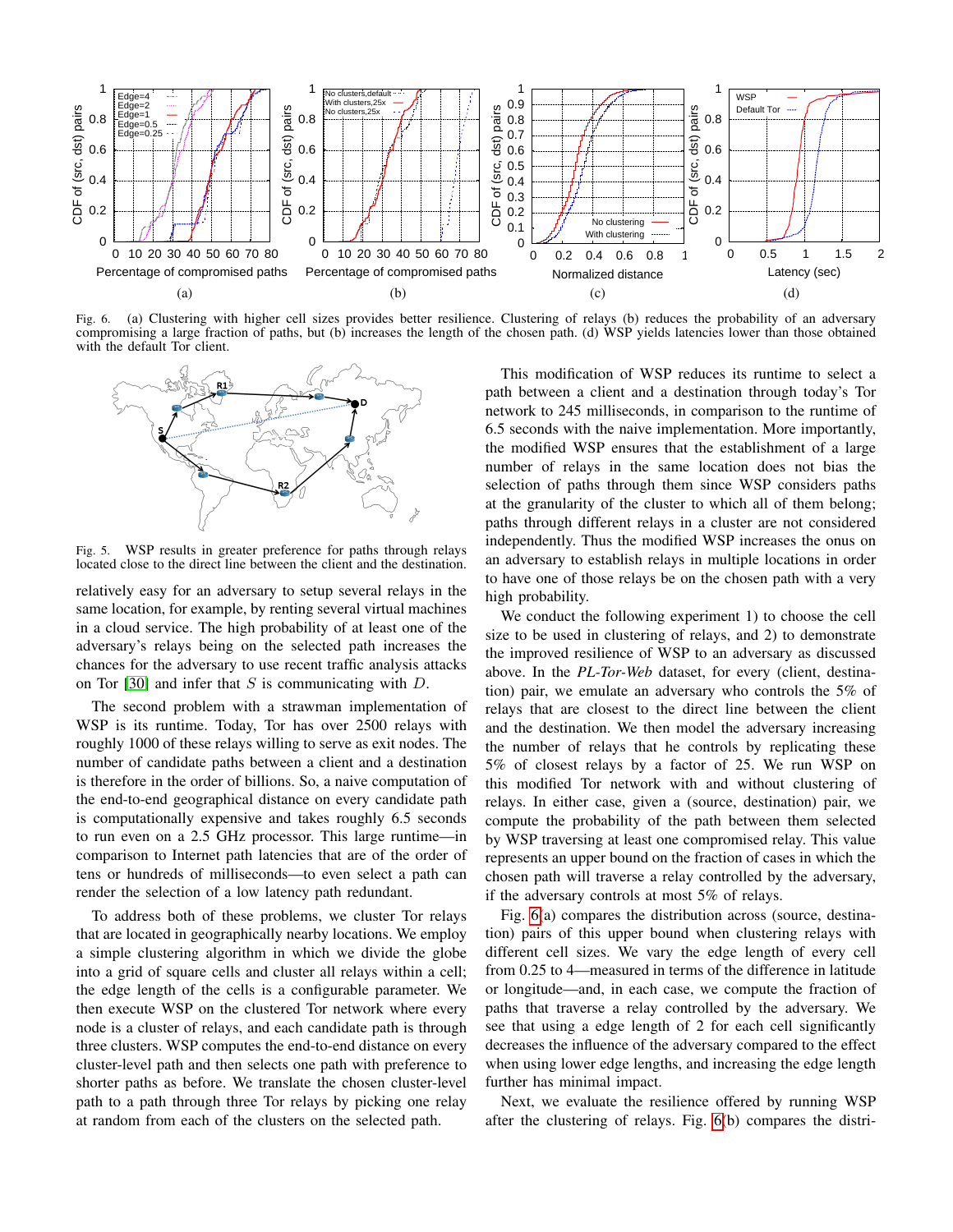Edge=4
Edge=2
Edge=1
Edge=0.5
Edge=0.25

CDF of (src, dst) pairs

Percentage of compromised paths

(a)

No clusters,default
With clusters,25x
No clusters,25x

CDF of (src, dst) pairs

Percentage of compromised paths

(b)

CDF of (src, dst) pairs

No clustering
With clustering

Normalized distance

(c)

WSP
Default Tor

CDF of (src, dst) pairs

Latency (sec)

(d)

Fig. 6. (a) Clustering with higher cell sizes provides better resilience. Clustering of relays (b) reduces the probability of an adversary compromising a large fraction of paths, but (b) increases the length of the chosen path. (d) WSP yields latencies lower than those obtained with the default Tor client.

R1
S
D
R2

Fig. 5. WSP results in greater preference for paths through relays located close to the direct line between the client and the destination.

relatively easy for an adversary to setup several relays in the same location, for example, by renting several virtual machines in a cloud service. The high probability of at least one of the adversary's relays being on the selected path increases the chances for the adversary to use recent traffic analysis attacks on Tor [30] and infer that $S$ is communicating with $D$.

The second problem with a strawman implementation of WSP is its runtime. Today, Tor has over 2500 relays with roughly 1000 of these relays willing to serve as exit nodes. The number of candidate paths between a client and a destination is therefore in the order of billions. So, a naive computation of the end-to-end geographical distance on every candidate path is computationally expensive and takes roughly 6.5 seconds to run even on a 2.5 GHz processor. This large runtime—in comparison to Internet path latencies that are of the order of tens or hundreds of milliseconds—to even select a path can render the selection of a low latency path redundant.

To address both of these problems, we cluster Tor relays that are located in geographically nearby locations. We employ a simple clustering algorithm in which we divide the globe into a grid of square cells and cluster all relays within a cell; the edge length of the cells is a configurable parameter. We then execute WSP on the clustered Tor network where every node is a cluster of relays, and each candidate path is through three clusters. WSP computes the end-to-end distance on every cluster-level path and then selects one path with preference to shorter paths as before. We translate the chosen cluster-level path to a path through three Tor relays by picking one relay at random from each of the clusters on the selected path.

This modification of WSP reduces its runtime to select a path between a client and a destination through today's Tor network to 245 milliseconds, in comparison to the runtime of 6.5 seconds with the naive implementation. More importantly, the modified WSP ensures that the establishment of a large number of relays in the same location does not bias the selection of paths through them since WSP considers paths at the granularity of the cluster to which all of them belong; paths through different relays in a cluster are not considered independently. Thus the modified WSP increases the onus on an adversary to establish relays in multiple locations in order to have one of those relays be on the chosen path with a very high probability.

We conduct the following experiment 1) to choose the cell size to be used in clustering of relays, and 2) to demonstrate the improved resilience of WSP to an adversary as discussed above. In the *PL-Tor-Web* dataset, for every (client, destination) pair, we emulate an adversary who controls the 5% of relays that are closest to the direct line between the client and the destination. We then model the adversary increasing the number of relays that he controls by replicating these 5% of closest relays by a factor of 25. We run WSP on this modified Tor network with and without clustering of relays. In either case, given a (source, destination) pair, we compute the probability of the path between them selected by WSP traversing at least one compromised relay. This value represents an upper bound on the fraction of cases in which the chosen path will traverse a relay controlled by the adversary, if the adversary controls at most 5% of relays.

Fig. 6(a) compares the distribution across (source, destination) pairs of this upper bound when clustering relays with different cell sizes. We vary the edge length of every cell from 0.25 to 4—measured in terms of the difference in latitude or longitude—and, in each case, we compute the fraction of paths that traverse a relay controlled by the adversary. We see that using a edge length of 2 for each cell significantly decreases the influence of the adversary compared to the effect when using lower edge lengths, and increasing the edge length further has minimal impact.

Next, we evaluate the resilience offered by running WSP after the clustering of relays. Fig. 6(b) compares the distri-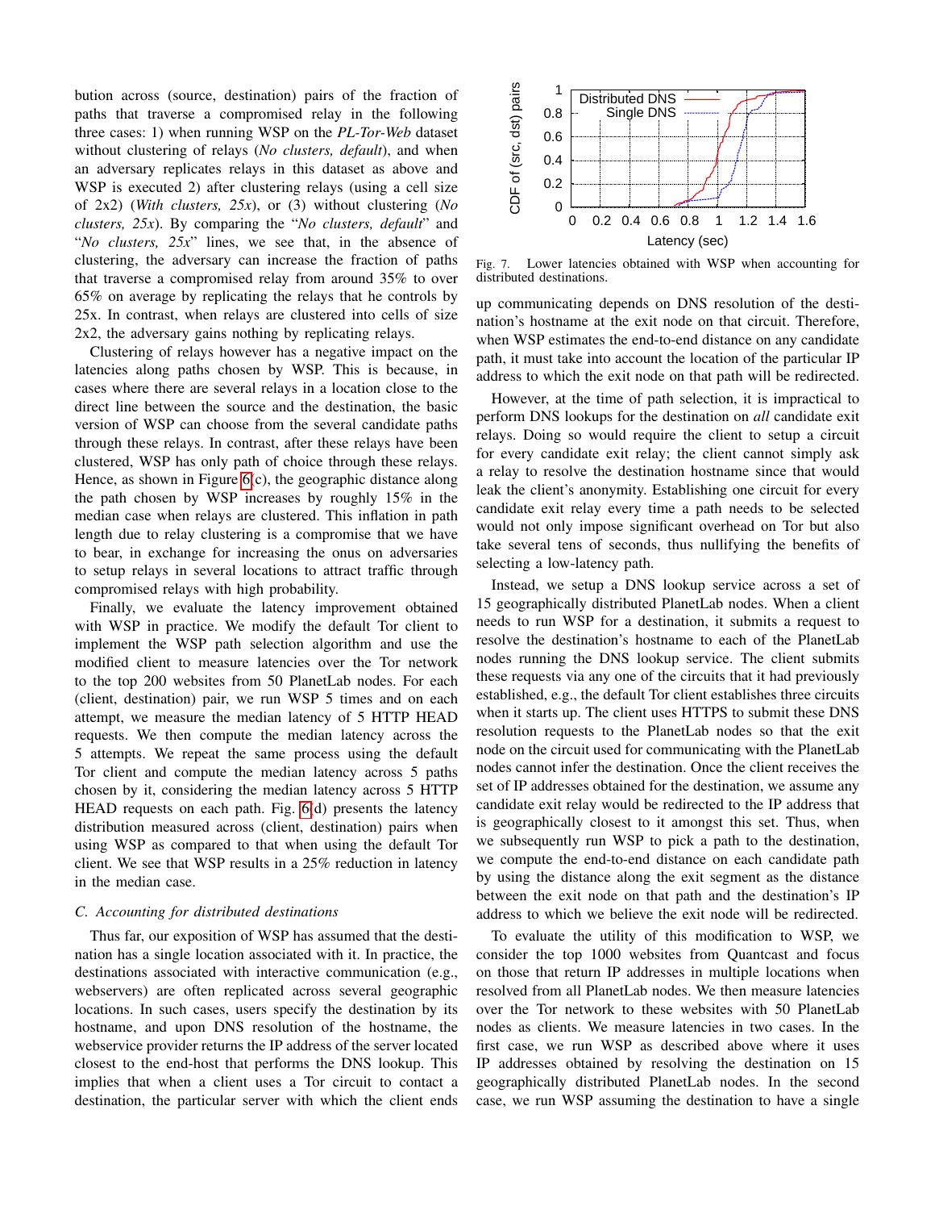bution across (source, destination) pairs of the fraction of paths that traverse a compromised relay in the following three cases: 1) when running WSP on the *PL-Tor-Web* dataset without clustering of relays (*No clusters, default*), and when an adversary replicates relays in this dataset as above and WSP is executed 2) after clustering relays (using a cell size of 2x2) (*With clusters, 25x*), or (3) without clustering (*No clusters, 25x*). By comparing the "*No clusters, default*" and "*No clusters, 25x*" lines, we see that, in the absence of clustering, the adversary can increase the fraction of paths that traverse a compromised relay from around 35% to over 65% on average by replicating the relays that he controls by 25x. In contrast, when relays are clustered into cells of size 2x2, the adversary gains nothing by replicating relays.

Clustering of relays however has a negative impact on the latencies along paths chosen by WSP. This is because, in cases where there are several relays in a location close to the direct line between the source and the destination, the basic version of WSP can choose from the several candidate paths through these relays. In contrast, after these relays have been clustered, WSP has only path of choice through these relays. Hence, as shown in Figure 6(c), the geographic distance along the path chosen by WSP increases by roughly 15% in the median case when relays are clustered. This inflation in path length due to relay clustering is a compromise that we have to bear, in exchange for increasing the onus on adversaries to setup relays in several locations to attract traffic through compromised relays with high probability.

Finally, we evaluate the latency improvement obtained with WSP in practice. We modify the default Tor client to implement the WSP path selection algorithm and use the modified client to measure latencies over the Tor network to the top 200 websites from 50 PlanetLab nodes. For each (client, destination) pair, we run WSP 5 times and on each attempt, we measure the median latency of 5 HTTP HEAD requests. We then compute the median latency across the 5 attempts. We repeat the same process using the default Tor client and compute the median latency across 5 paths chosen by it, considering the median latency across 5 HTTP HEAD requests on each path. Fig. 6(d) presents the latency distribution measured across (client, destination) pairs when using WSP as compared to that when using the default Tor client. We see that WSP results in a 25% reduction in latency in the median case.

### C. Accounting for distributed destinations

Thus far, our exposition of WSP has assumed that the destination has a single location associated with it. In practice, the destinations associated with interactive communication (e.g., webservers) are often replicated across several geographic locations. In such cases, users specify the destination by its hostname, and upon DNS resolution of the hostname, the webservice provider returns the IP address of the server located closest to the end-host that performs the DNS lookup. This implies that when a client uses a Tor circuit to contact a destination, the particular server with which the client ends up communicating depends on DNS resolution of the destination's hostname at the exit node on that circuit. Therefore, when WSP estimates the end-to-end distance on any candidate path, it must take into account the location of the particular IP address to which the exit node on that path will be redirected.

Fig. 7. Lower latencies obtained with WSP when accounting for distributed destinations.

However, at the time of path selection, it is impractical to perform DNS lookups for the destination on *all* candidate exit relays. Doing so would require the client to setup a circuit for every candidate exit relay; the client cannot simply ask a relay to resolve the destination hostname since that would leak the client's anonymity. Establishing one circuit for every candidate exit relay every time a path needs to be selected would not only impose significant overhead on Tor but also take several tens of seconds, thus nullifying the benefits of selecting a low-latency path.

Instead, we setup a DNS lookup service across a set of 15 geographically distributed PlanetLab nodes. When a client needs to run WSP for a destination, it submits a request to resolve the destination's hostname to each of the PlanetLab nodes running the DNS lookup service. The client submits these requests via any one of the circuits that it had previously established, e.g., the default Tor client establishes three circuits when it starts up. The client uses HTTPS to submit these DNS resolution requests to the PlanetLab nodes so that the exit node on the circuit used for communicating with the PlanetLab nodes cannot infer the destination. Once the client receives the set of IP addresses obtained for the destination, we assume any candidate exit relay would be redirected to the IP address that is geographically closest to it amongst this set. Thus, when we subsequently run WSP to pick a path to the destination, we compute the end-to-end distance on each candidate path by using the distance along the exit segment as the distance between the exit node on that path and the destination's IP address to which we believe the exit node will be redirected.

To evaluate the utility of this modification to WSP, we consider the top 1000 websites from Quantcast and focus on those that return IP addresses in multiple locations when resolved from all PlanetLab nodes. We then measure latencies over the Tor network to these websites with 50 PlanetLab nodes as clients. We measure latencies in two cases. In the first case, we run WSP as described above where it uses IP addresses obtained by resolving the destination on 15 geographically distributed PlanetLab nodes. In the second case, we run WSP assuming the destination to have a single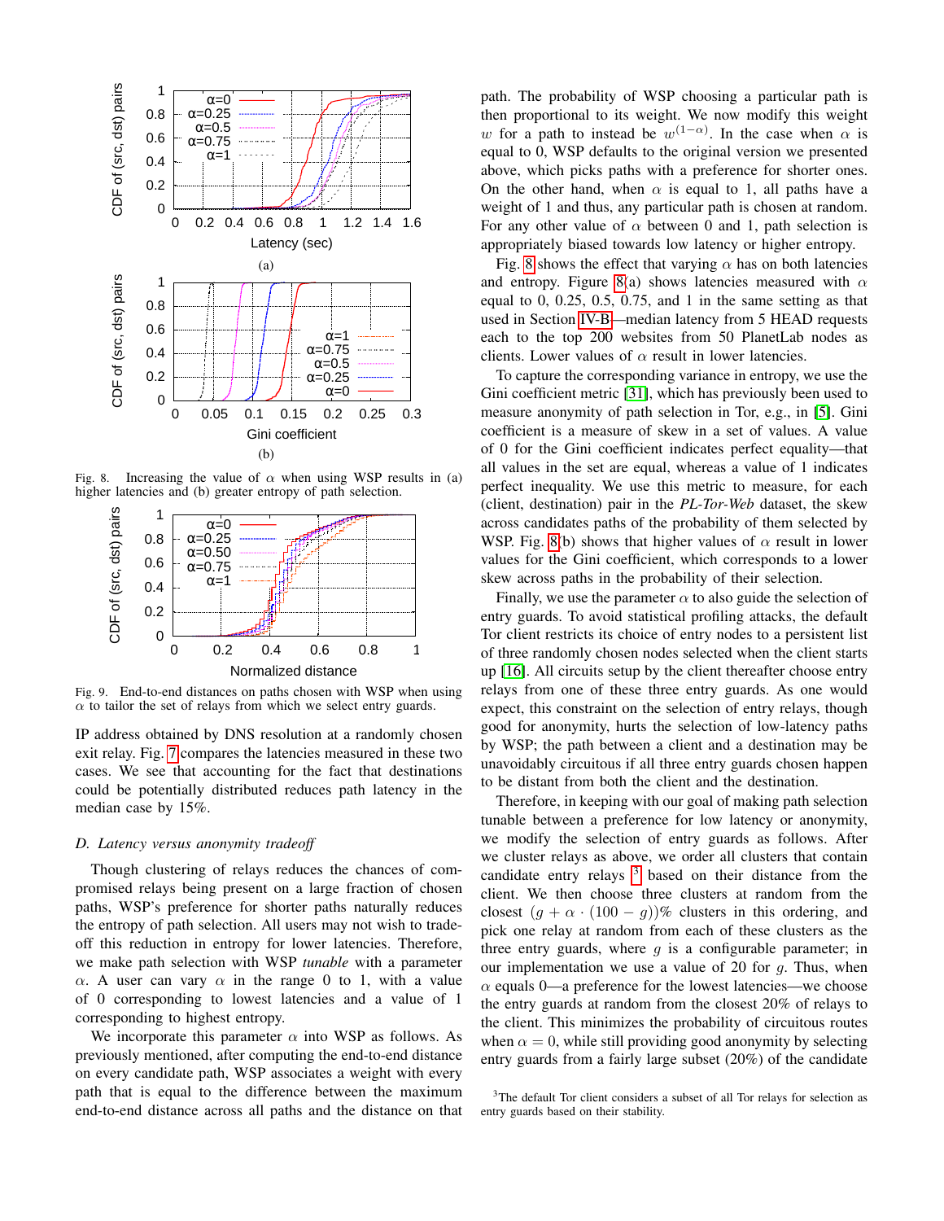Fig. 8. Increasing the value of $\alpha$ when using WSP results in (a) higher latencies and (b) greater entropy of path selection.

Fig. 9. End-to-end distances on paths chosen with WSP when using $\alpha$ to tailor the set of relays from which we select entry guards.

IP address obtained by DNS resolution at a randomly chosen exit relay. Fig. 7 compares the latencies measured in these two cases. We see that accounting for the fact that destinations could be potentially distributed reduces path latency in the median case by 15%.

### D. Latency versus anonymity tradeoff

Though clustering of relays reduces the chances of compromised relays being present on a large fraction of chosen paths, WSP's preference for shorter paths naturally reduces the entropy of path selection. All users may not wish to trade-off this reduction in entropy for lower latencies. Therefore, we make path selection with WSP *tunable* with a parameter $\alpha$. A user can vary $\alpha$ in the range 0 to 1, with a value of 0 corresponding to lowest latencies and a value of 1 corresponding to highest entropy.

We incorporate this parameter $\alpha$ into WSP as follows. As previously mentioned, after computing the end-to-end distance on every candidate path, WSP associates a weight with every path that is equal to the difference between the maximum end-to-end distance across all paths and the distance on that path. The probability of WSP choosing a particular path is then proportional to its weight. We now modify this weight $w$ for a path to instead be $w^{(1-\alpha)}$. In the case when $\alpha$ is equal to 0, WSP defaults to the original version we presented above, which picks paths with a preference for shorter ones. On the other hand, when $\alpha$ is equal to 1, all paths have a weight of 1 and thus, any particular path is chosen at random. For any other value of $\alpha$ between 0 and 1, path selection is appropriately biased towards low latency or higher entropy.

Fig. 8 shows the effect that varying $\alpha$ has on both latencies and entropy. Figure 8(a) shows latencies measured with $\alpha$ equal to 0, 0.25, 0.5, 0.75, and 1 in the same setting as that used in Section IV-B—median latency from 5 HEAD requests each to the top 200 websites from 50 PlanetLab nodes as clients. Lower values of $\alpha$ result in lower latencies.

To capture the corresponding variance in entropy, we use the Gini coefficient metric [31], which has previously been used to measure anonymity of path selection in Tor, e.g., in [5]. Gini coefficient is a measure of skew in a set of values. A value of 0 for the Gini coefficient indicates perfect equality—that all values in the set are equal, whereas a value of 1 indicates perfect inequality. We use this metric to measure, for each (client, destination) pair in the *PL-Tor-Web* dataset, the skew across candidates paths of the probability of them selected by WSP. Fig. 8(b) shows that higher values of $\alpha$ result in lower values for the Gini coefficient, which corresponds to a lower skew across paths in the probability of their selection.

Finally, we use the parameter $\alpha$ to also guide the selection of entry guards. To avoid statistical profiling attacks, the default Tor client restricts its choice of entry nodes to a persistent list of three randomly chosen nodes selected when the client starts up [16]. All circuits setup by the client thereafter choose entry relays from one of these three entry guards. As one would expect, this constraint on the selection of entry relays, though good for anonymity, hurts the selection of low-latency paths by WSP; the path between a client and a destination may be unavoidably circuitous if all three entry guards chosen happen to be distant from both the client and the destination.

Therefore, in keeping with our goal of making path selection tunable between a preference for low latency or anonymity, we modify the selection of entry guards as follows. After we cluster relays as above, we order all clusters that contain candidate entry relays [3] based on their distance from the client. We then choose three clusters at random from the closest $(g + \alpha \cdot (100 - g))$% clusters in this ordering, and pick one relay at random from each of these clusters as the three entry guards, where $g$ is a configurable parameter; in our implementation we use a value of 20 for $g$. Thus, when $\alpha$ equals 0—a preference for the lowest latencies—we choose the entry guards at random from the closest 20% of relays to the client. This minimizes the probability of circuitous routes when $\alpha = 0$, while still providing good anonymity by selecting entry guards from a fairly large subset (20%) of the candidate

[3] The default Tor client considers a subset of all Tor relays for selection as entry guards based on their stability.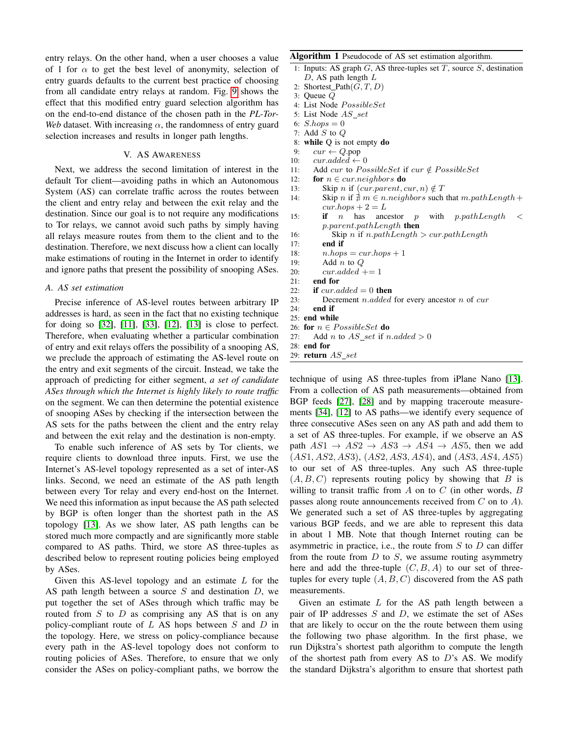entry relays. On the other hand, when a user chooses a value of 1 for $\alpha$ to get the best level of anonymity, selection of entry guards defaults to the current best practice of choosing from all candidate entry relays at random. Fig. 9 shows the effect that this modified entry guard selection algorithm has on the end-to-end distance of the chosen path in the *PL-Tor-Web* dataset. With increasing $\alpha$, the randomness of entry guard selection increases and results in longer path lengths.

## V. AS Awareness

Next, we address the second limitation of interest in the default Tor client—avoiding paths in which an Autonomous System (AS) can correlate traffic across the routes between the client and entry relay and between the exit relay and the destination. Since our goal is to not require any modifications to Tor relays, we cannot avoid such paths by simply having all relays measure routes from them to the client and to the destination. Therefore, we next discuss how a client can locally make estimations of routing in the Internet in order to identify and ignore paths that present the possibility of snooping ASes.

### A. AS set estimation

Precise inference of AS-level routes between arbitrary IP addresses is hard, as seen in the fact that no existing technique for doing so [32], [11], [33], [12], [13] is close to perfect. Therefore, when evaluating whether a particular combination of entry and exit relays offers the possibility of a snooping AS, we preclude the approach of estimating the AS-level route on the entry and exit segments of the circuit. Instead, we take the approach of predicting for either segment, ***a set of candidate ASes through which the Internet is highly likely to route traffic*** on the segment. We can then determine the potential existence of snooping ASes by checking if the intersection between the AS sets for the paths between the client and the entry relay and between the exit relay and the destination is non-empty.

To enable such inference of AS sets by Tor clients, we require clients to download three inputs. First, we use the Internet's AS-level topology represented as a set of inter-AS links. Second, we need an estimate of the AS path length between every Tor relay and every end-host on the Internet. We need this information as input because the AS path selected by BGP is often longer than the shortest path in the AS topology [13]. As we show later, AS path lengths can be stored much more compactly and are significantly more stable compared to AS paths. Third, we store AS three-tuples as described below to represent routing policies being employed by ASes.

Given this AS-level topology and an estimate $L$ for the AS path length between a source $S$ and destination $D$, we put together the set of ASes through which traffic may be routed from $S$ to $D$ as comprising any AS that is on any policy-compliant route of $L$ AS hops between $S$ and $D$ in the topology. Here, we stress on policy-compliance because every path in the AS-level topology does not conform to routing policies of ASes. Therefore, to ensure that we only consider the ASes on policy-compliant paths, we borrow the technique of using AS three-tuples from iPlane Nano [13]. From a collection of AS path measurements—obtained from BGP feeds [27], [28] and by mapping traceroute measurements [34], [12] to AS paths—we identify every sequence of three consecutive ASes seen on any AS path and add them to a set of AS three-tuples. For example, if we observe an AS path $AS1 \rightarrow AS2 \rightarrow AS3 \rightarrow AS4 \rightarrow AS5$, then we add $(AS1, AS2, AS3)$, $(AS2, AS3, AS4)$, and $(AS3, AS4, AS5)$ to our set of AS three-tuples. Any such AS three-tuple $(A, B, C)$ represents routing policy by showing that $B$ is willing to transit traffic from $A$ on to $C$ (in other words, $B$ passes along route announcements received from $C$ on to $A$). We generated such a set of AS three-tuples by aggregating various BGP feeds, and we are able to represent this data in about 1 MB. Note that though Internet routing can be asymmetric in practice, i.e., the route from $S$ to $D$ can differ from the route from $D$ to $S$, we assume routing asymmetry here and add the three-tuple $(C, B, A)$ to our set of three-tuples for every tuple $(A, B, C)$ discovered from the AS path measurements.

Given an estimate $L$ for the AS path length between a pair of IP addresses $S$ and $D$, we estimate the set of ASes that are likely to occur on the the route between them using the following two phase algorithm. In the first phase, we run Dijkstra's shortest path algorithm to compute the length of the shortest path from every AS to $D$'s AS. We modify the standard Dijkstra's algorithm to ensure that shortest path

**Algorithm 1** Pseudocode of AS set estimation algorithm.

```
1: Inputs: AS graph G, AS three-tuples set T, source S, destination
   D, AS path length L
2: Shortest_Path(G, T, D)
3: Queue Q
4: List Node PossibleSet
5: List Node AS_set
6: S.hops = 0
7: Add S to Q
8: while Q is not empty do
9:     cur ← Q.pop
10:    cur.added ← 0
11:    Add cur to PossibleSet if cur ∉ PossibleSet
12:    for n ∈ cur.neighbors do
13:        Skip n if (cur.parent, cur, n) ∉ T
14:        Skip n if ∄ m ∈ n.neighbors such that m.pathLength +
           cur.hops + 2 = L
15:        if n has ancestor p with p.pathLength <
           p.parent.pathLength then
16:            Skip n if n.pathLength > cur.pathLength
17:        end if
18:        n.hops = cur.hops + 1
19:        Add n to Q
20:        cur.added += 1
21:    end for
22:    if cur.added = 0 then
23:        Decrement n.added for every ancestor n of cur
24:    end if
25: end while
26: for n ∈ PossibleSet do
27:    Add n to AS_set if n.added > 0
28: end for
29: return AS_set
```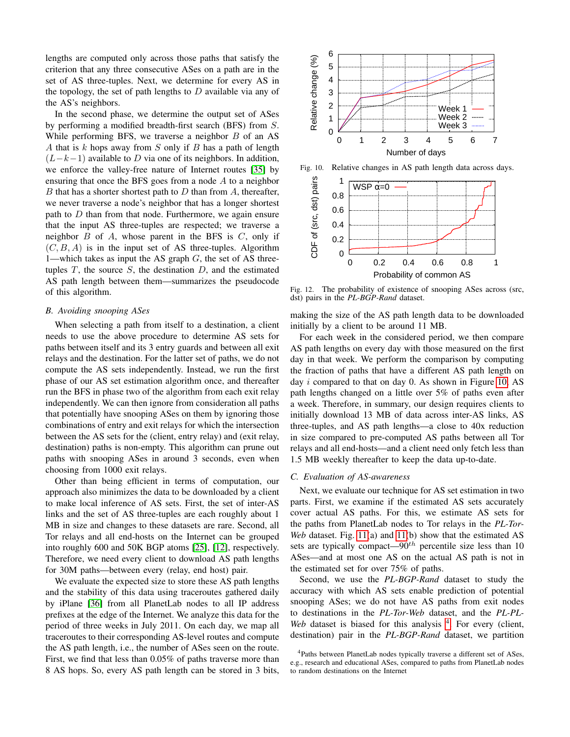lengths are computed only across those paths that satisfy the criterion that any three consecutive ASes on a path are in the set of AS three-tuples. Next, we determine for every AS in the topology, the set of path lengths to $D$ available via any of the AS's neighbors.

In the second phase, we determine the output set of ASes by performing a modified breadth-first search (BFS) from $S$. While performing BFS, we traverse a neighbor $B$ of an AS $A$ that is $k$ hops away from $S$ only if $B$ has a path of length $(L-k-1)$ available to $D$ via one of its neighbors. In addition, we enforce the valley-free nature of Internet routes [35] by ensuring that once the BFS goes from a node $A$ to a neighbor $B$ that has a shorter shortest path to $D$ than from $A$, thereafter, we never traverse a node's neighbor that has a longer shortest path to $D$ than from that node. Furthermore, we again ensure that the input AS three-tuples are respected; we traverse a neighbor $B$ of $A$, whose parent in the BFS is $C$, only if $(C, B, A)$ is in the input set of AS three-tuples. Algorithm 1—which takes as input the AS graph $G$, the set of AS three-tuples $T$, the source $S$, the destination $D$, and the estimated AS path length between them—summarizes the pseudocode of this algorithm.

### B. Avoiding snooping ASes

When selecting a path from itself to a destination, a client needs to use the above procedure to determine AS sets for paths between itself and its 3 entry guards and between all exit relays and the destination. For the latter set of paths, we do not compute the AS sets independently. Instead, we run the first phase of our AS set estimation algorithm once, and thereafter run the BFS in phase two of the algorithm from each exit relay independently. We can then ignore from consideration all paths that potentially have snooping ASes on them by ignoring those combinations of entry and exit relays for which the intersection between the AS sets for the (client, entry relay) and (exit relay, destination) paths is non-empty. This algorithm can prune out paths with snooping ASes in around 3 seconds, even when choosing from 1000 exit relays.

Other than being efficient in terms of computation, our approach also minimizes the data to be downloaded by a client to make local inference of AS sets. First, the set of inter-AS links and the set of AS three-tuples are each roughly about 1 MB in size and changes to these datasets are rare. Second, all Tor relays and all end-hosts on the Internet can be grouped into roughly 600 and 50K BGP atoms [25], [12], respectively. Therefore, we need every client to download AS path lengths for 30M paths—between every (relay, end host) pair.

We evaluate the expected size to store these AS path lengths and the stability of this data using traceroutes gathered daily by iPlane [36] from all PlanetLab nodes to all IP address prefixes at the edge of the Internet. We analyze this data for the period of three weeks in July 2011. On each day, we map all traceroutes to their corresponding AS-level routes and compute the AS path length, i.e., the number of ASes seen on the route. First, we find that less than 0.05% of paths traverse more than 8 AS hops. So, every AS path length can be stored in 3 bits,

Fig. 10. Relative changes in AS path length data across days.

Fig. 12. The probability of existence of snooping ASes across (src, dst) pairs in the *PL-BGP-Rand* dataset.

making the size of the AS path length data to be downloaded initially by a client to be around 11 MB.

For each week in the considered period, we then compare AS path lengths on every day with those measured on the first day in that week. We perform the comparison by computing the fraction of paths that have a different AS path length on day $i$ compared to that on day 0. As shown in Figure 10, AS path lengths changed on a little over 5% of paths even after a week. Therefore, in summary, our design requires clients to initially download 13 MB of data across inter-AS links, AS three-tuples, and AS path lengths—a close to 40x reduction in size compared to pre-computed AS paths between all Tor relays and all end-hosts—and a client need only fetch less than 1.5 MB weekly thereafter to keep the data up-to-date.

### C. Evaluation of AS-awareness

Next, we evaluate our technique for AS set estimation in two parts. First, we examine if the estimated AS sets accurately cover actual AS paths. For this, we estimate AS sets for the paths from PlanetLab nodes to Tor relays in the *PL-Tor-Web* dataset. Fig. 11(a) and 11(b) show that the estimated AS sets are typically compact—$90^{th}$ percentile size less than 10 ASes—and at most one AS on the actual AS path is not in the estimated set for over 75% of paths.

Second, we use the *PL-BGP-Rand* dataset to study the accuracy with which AS sets enable prediction of potential snooping ASes; we do not have AS paths from exit nodes to destinations in the *PL-Tor-Web* dataset, and the *PL-PL-Web* dataset is biased for this analysis [4]. For every (client, destination) pair in the *PL-BGP-Rand* dataset, we partition

[4] Paths between PlanetLab nodes typically traverse a different set of ASes, e.g., research and educational ASes, compared to paths from PlanetLab nodes to random destinations on the Internet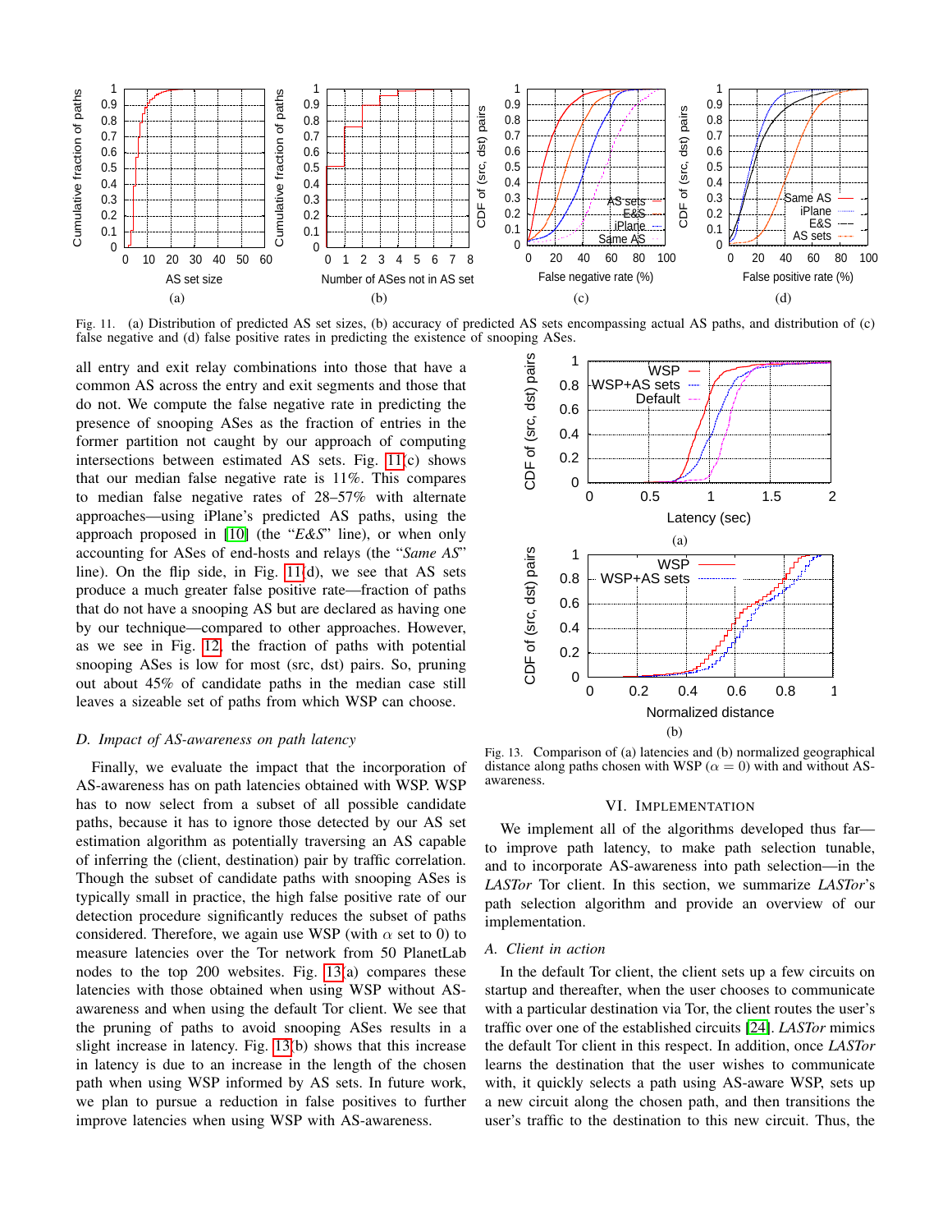Fig. 11. (a) Distribution of predicted AS set sizes, (b) accuracy of predicted AS sets encompassing actual AS paths, and distribution of (c) false negative and (d) false positive rates in predicting the existence of snooping ASes.

all entry and exit relay combinations into those that have a common AS across the entry and exit segments and those that do not. We compute the false negative rate in predicting the presence of snooping ASes as the fraction of entries in the former partition not caught by our approach of computing intersections between estimated AS sets. Fig. 11(c) shows that our median false negative rate is 11%. This compares to median false negative rates of 28–57% with alternate approaches—using iPlane's predicted AS paths, using the approach proposed in [10] (the "*E&S*" line), or when only accounting for ASes of end-hosts and relays (the "*Same AS*" line). On the flip side, in Fig. 11(d), we see that AS sets produce a much greater false positive rate—fraction of paths that do not have a snooping AS but are declared as having one by our technique—compared to other approaches. However, as we see in Fig. 12, the fraction of paths with potential snooping ASes is low for most (src, dst) pairs. So, pruning out about 45% of candidate paths in the median case still leaves a sizeable set of paths from which WSP can choose.

### *D. Impact of AS-awareness on path latency*

Finally, we evaluate the impact that the incorporation of AS-awareness has on path latencies obtained with WSP. WSP has to now select from a subset of all possible candidate paths, because it has to ignore those detected by our AS set estimation algorithm as potentially traversing an AS capable of inferring the (client, destination) pair by traffic correlation. Though the subset of candidate paths with snooping ASes is typically small in practice, the high false positive rate of our detection procedure significantly reduces the subset of paths considered. Therefore, we again use WSP (with $\alpha$ set to 0) to measure latencies over the Tor network from 50 PlanetLab nodes to the top 200 websites. Fig. 13(a) compares these latencies with those obtained when using WSP without AS-awareness and when using the default Tor client. We see that the pruning of paths to avoid snooping ASes results in a slight increase in latency. Fig. 13(b) shows that this increase in latency is due to an increase in the length of the chosen path when using WSP informed by AS sets. In future work, we plan to pursue a reduction in false positives to further improve latencies when using WSP with AS-awareness.

Fig. 13. Comparison of (a) latencies and (b) normalized geographical distance along paths chosen with WSP ($\alpha = 0$) with and without AS-awareness.

## VI. Implementation

We implement all of the algorithms developed thus far—to improve path latency, to make path selection tunable, and to incorporate AS-awareness into path selection—in the *LASTor* Tor client. In this section, we summarize *LASTor*'s path selection algorithm and provide an overview of our implementation.

### *A. Client in action*

In the default Tor client, the client sets up a few circuits on startup and thereafter, when the user chooses to communicate with a particular destination via Tor, the client routes the user's traffic over one of the established circuits [24]. *LASTor* mimics the default Tor client in this respect. In addition, once *LASTor* learns the destination that the user wishes to communicate with, it quickly selects a path using AS-aware WSP, sets up a new circuit along the chosen path, and then transitions the user's traffic to the destination to this new circuit. Thus, the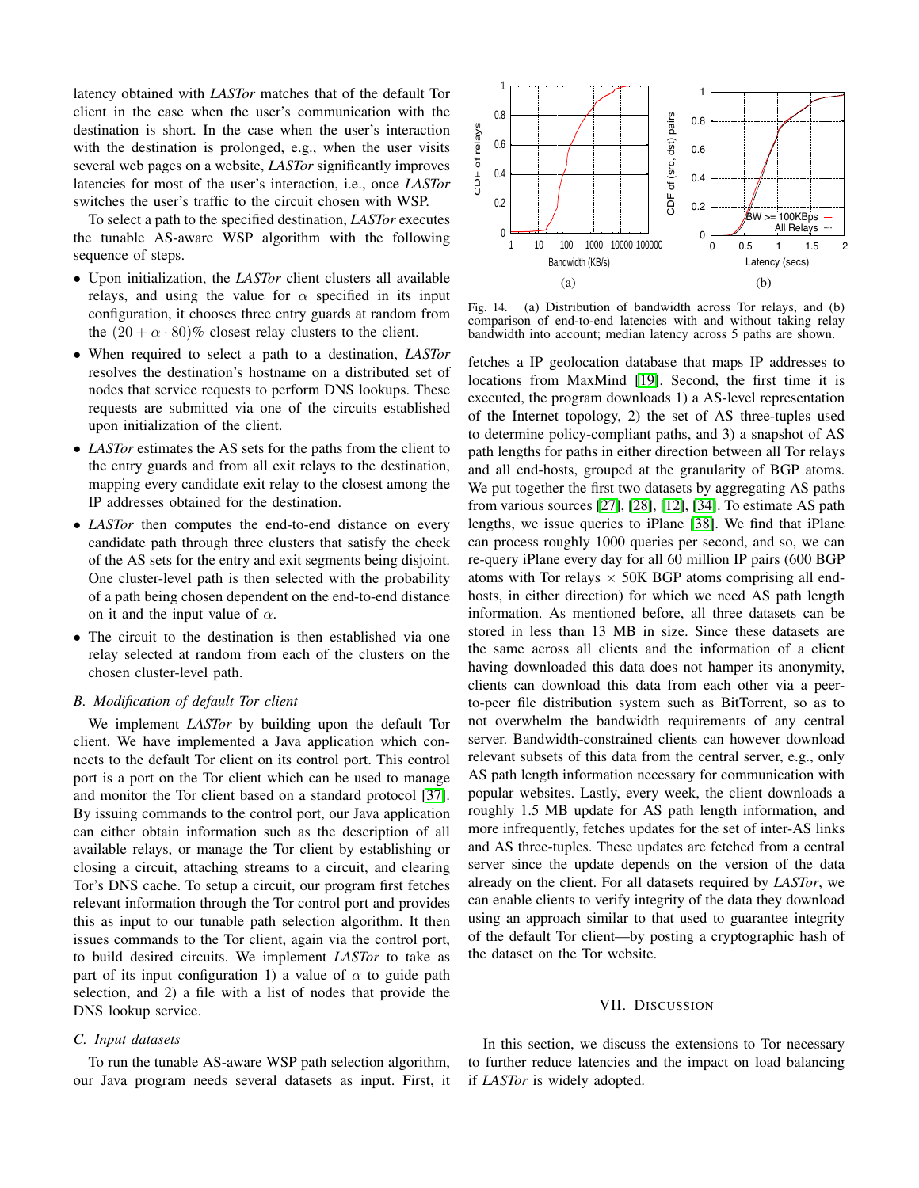latency obtained with *LASTor* matches that of the default Tor client in the case when the user's communication with the destination is short. In the case when the user's interaction with the destination is prolonged, e.g., when the user visits several web pages on a website, *LASTor* significantly improves latencies for most of the user's interaction, i.e., once *LASTor* switches the user's traffic to the circuit chosen with WSP.

To select a path to the specified destination, *LASTor* executes the tunable AS-aware WSP algorithm with the following sequence of steps.

- Upon initialization, the *LASTor* client clusters all available relays, and using the value for $\alpha$ specified in its input configuration, it chooses three entry guards at random from the $(20 + \alpha \cdot 80)\%$ closest relay clusters to the client.
- When required to select a path to a destination, *LASTor* resolves the destination's hostname on a distributed set of nodes that service requests to perform DNS lookups. These requests are submitted via one of the circuits established upon initialization of the client.
- *LASTor* estimates the AS sets for the paths from the client to the entry guards and from all exit relays to the destination, mapping every candidate exit relay to the closest among the IP addresses obtained for the destination.
- *LASTor* then computes the end-to-end distance on every candidate path through three clusters that satisfy the check of the AS sets for the entry and exit segments being disjoint. One cluster-level path is then selected with the probability of a path being chosen dependent on the end-to-end distance on it and the input value of $\alpha$.
- The circuit to the destination is then established via one relay selected at random from each of the clusters on the chosen cluster-level path.

### B. Modification of default Tor client

We implement *LASTor* by building upon the default Tor client. We have implemented a Java application which connects to the default Tor client on its control port. This control port is a port on the Tor client which can be used to manage and monitor the Tor client based on a standard protocol [37]. By issuing commands to the control port, our Java application can either obtain information such as the description of all available relays, or manage the Tor client by establishing or closing a circuit, attaching streams to a circuit, and clearing Tor's DNS cache. To setup a circuit, our program first fetches relevant information through the Tor control port and provides this as input to our tunable path selection algorithm. It then issues commands to the Tor client, again via the control port, to build desired circuits. We implement *LASTor* to take as part of its input configuration 1) a value of $\alpha$ to guide path selection, and 2) a file with a list of nodes that provide the DNS lookup service.

### C. Input datasets

To run the tunable AS-aware WSP path selection algorithm, our Java program needs several datasets as input. First, it fetches a IP geolocation database that maps IP addresses to locations from MaxMind [19]. Second, the first time it is executed, the program downloads 1) a AS-level representation of the Internet topology, 2) the set of AS three-tuples used to determine policy-compliant paths, and 3) a snapshot of AS path lengths for paths in either direction between all Tor relays and all end-hosts, grouped at the granularity of BGP atoms. We put together the first two datasets by aggregating AS paths from various sources [27], [28], [12], [34]. To estimate AS path lengths, we issue queries to iPlane [38]. We find that iPlane can process roughly 1000 queries per second, and so, we can re-query iPlane every day for all 60 million IP pairs (600 BGP atoms with Tor relays $\times$ 50K BGP atoms comprising all end-hosts, in either direction) for which we need AS path length information. As mentioned before, all three datasets can be stored in less than 13 MB in size. Since these datasets are the same across all clients and the information of a client having downloaded this data does not hamper its anonymity, clients can download this data from each other via a peer-to-peer file distribution system such as BitTorrent, so as to not overwhelm the bandwidth requirements of any central server. Bandwidth-constrained clients can however download relevant subsets of this data from the central server, e.g., only AS path length information necessary for communication with popular websites. Lastly, every week, the client downloads a roughly 1.5 MB update for AS path length information, and more infrequently, fetches updates for the set of inter-AS links and AS three-tuples. These updates are fetched from a central server since the update depends on the version of the data already on the client. For all datasets required by *LASTor*, we can enable clients to verify integrity of the data they download using an approach similar to that used to guarantee integrity of the default Tor client—by posting a cryptographic hash of the dataset on the Tor website.

Fig. 14. (a) Distribution of bandwidth across Tor relays, and (b) comparison of end-to-end latencies with and without taking relay bandwidth into account; median latency across 5 paths are shown.

## VII. Discussion

In this section, we discuss the extensions to Tor necessary to further reduce latencies and the impact on load balancing if *LASTor* is widely adopted.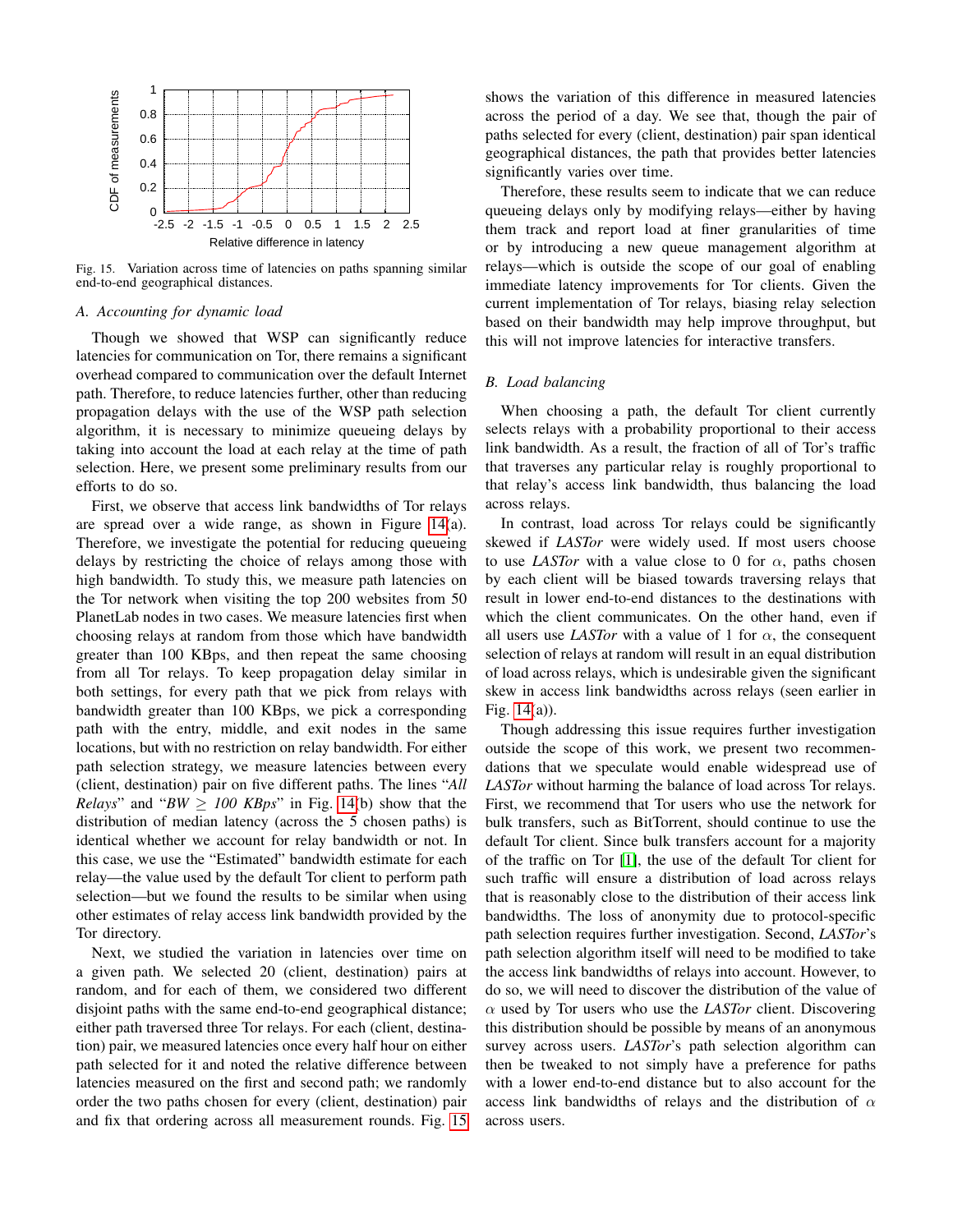Fig. 15. Variation across time of latencies on paths spanning similar end-to-end geographical distances.

### A. Accounting for dynamic load

Though we showed that WSP can significantly reduce latencies for communication on Tor, there remains a significant overhead compared to communication over the default Internet path. Therefore, to reduce latencies further, other than reducing propagation delays with the use of the WSP path selection algorithm, it is necessary to minimize queueing delays by taking into account the load at each relay at the time of path selection. Here, we present some preliminary results from our efforts to do so.

First, we observe that access link bandwidths of Tor relays are spread over a wide range, as shown in Figure 14(a). Therefore, we investigate the potential for reducing queueing delays by restricting the choice of relays among those with high bandwidth. To study this, we measure path latencies on the Tor network when visiting the top 200 websites from 50 PlanetLab nodes in two cases. We measure latencies first when choosing relays at random from those which have bandwidth greater than 100 KBps, and then repeat the same choosing from all Tor relays. To keep propagation delay similar in both settings, for every path that we pick from relays with bandwidth greater than 100 KBps, we pick a corresponding path with the entry, middle, and exit nodes in the same locations, but with no restriction on relay bandwidth. For either path selection strategy, we measure latencies between every (client, destination) pair on five different paths. The lines "*All Relays*" and "*BW* $\geq$ *100 KBps*" in Fig. 14(b) show that the distribution of median latency (across the 5 chosen paths) is identical whether we account for relay bandwidth or not. In this case, we use the "Estimated" bandwidth estimate for each relay—the value used by the default Tor client to perform path selection—but we found the results to be similar when using other estimates of relay access link bandwidth provided by the Tor directory.

Next, we studied the variation in latencies over time on a given path. We selected 20 (client, destination) pairs at random, and for each of them, we considered two different disjoint paths with the same end-to-end geographical distance; either path traversed three Tor relays. For each (client, destination) pair, we measured latencies once every half hour on either path selected for it and noted the relative difference between latencies measured on the first and second path; we randomly order the two paths chosen for every (client, destination) pair and fix that ordering across all measurement rounds. Fig. 15 shows the variation of this difference in measured latencies across the period of a day. We see that, though the pair of paths selected for every (client, destination) pair span identical geographical distances, the path that provides better latencies significantly varies over time.

Therefore, these results seem to indicate that we can reduce queueing delays only by modifying relays—either by having them track and report load at finer granularities of time or by introducing a new queue management algorithm at relays—which is outside the scope of our goal of enabling immediate latency improvements for Tor clients. Given the current implementation of Tor relays, biasing relay selection based on their bandwidth may help improve throughput, but this will not improve latencies for interactive transfers.

### B. Load balancing

When choosing a path, the default Tor client currently selects relays with a probability proportional to their access link bandwidth. As a result, the fraction of all of Tor's traffic that traverses any particular relay is roughly proportional to that relay's access link bandwidth, thus balancing the load across relays.

In contrast, load across Tor relays could be significantly skewed if *LASTor* were widely used. If most users choose to use *LASTor* with a value close to 0 for $\alpha$, paths chosen by each client will be biased towards traversing relays that result in lower end-to-end distances to the destinations with which the client communicates. On the other hand, even if all users use *LASTor* with a value of 1 for $\alpha$, the consequent selection of relays at random will result in an equal distribution of load across relays, which is undesirable given the significant skew in access link bandwidths across relays (seen earlier in Fig. 14(a)).

Though addressing this issue requires further investigation outside the scope of this work, we present two recommendations that we speculate would enable widespread use of *LASTor* without harming the balance of load across Tor relays. First, we recommend that Tor users who use the network for bulk transfers, such as BitTorrent, should continue to use the default Tor client. Since bulk transfers account for a majority of the traffic on Tor [1], the use of the default Tor client for such traffic will ensure a distribution of load across relays that is reasonably close to the distribution of their access link bandwidths. The loss of anonymity due to protocol-specific path selection requires further investigation. Second, *LASTor*'s path selection algorithm itself will need to be modified to take the access link bandwidths of relays into account. However, to do so, we will need to discover the distribution of the value of $\alpha$ used by Tor users who use the *LASTor* client. Discovering this distribution should be possible by means of an anonymous survey across users. *LASTor*'s path selection algorithm can then be tweaked to not simply have a preference for paths with a lower end-to-end distance but to also account for the access link bandwidths of relays and the distribution of $\alpha$ across users.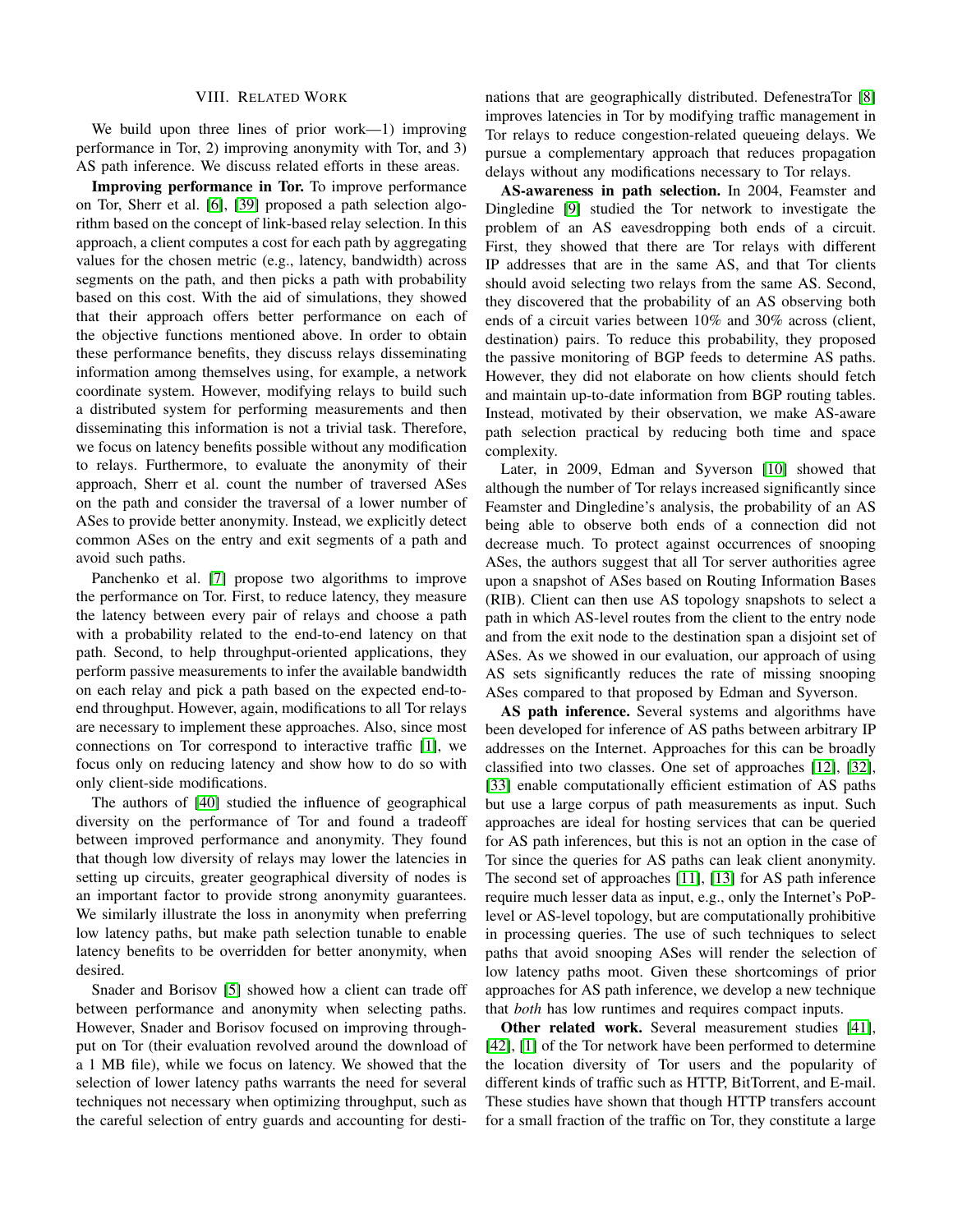## VIII. Related Work

We build upon three lines of prior work—1) improving performance in Tor, 2) improving anonymity with Tor, and 3) AS path inference. We discuss related efforts in these areas.

**Improving performance in Tor.** To improve performance on Tor, Sherr et al. [6], [39] proposed a path selection algorithm based on the concept of link-based relay selection. In this approach, a client computes a cost for each path by aggregating values for the chosen metric (e.g., latency, bandwidth) across segments on the path, and then picks a path with probability based on this cost. With the aid of simulations, they showed that their approach offers better performance on each of the objective functions mentioned above. In order to obtain these performance benefits, they discuss relays disseminating information among themselves using, for example, a network coordinate system. However, modifying relays to build such a distributed system for performing measurements and then disseminating this information is not a trivial task. Therefore, we focus on latency benefits possible without any modification to relays. Furthermore, to evaluate the anonymity of their approach, Sherr et al. count the number of traversed ASes on the path and consider the traversal of a lower number of ASes to provide better anonymity. Instead, we explicitly detect common ASes on the entry and exit segments of a path and avoid such paths.

Panchenko et al. [7] propose two algorithms to improve the performance on Tor. First, to reduce latency, they measure the latency between every pair of relays and choose a path with a probability related to the end-to-end latency on that path. Second, to help throughput-oriented applications, they perform passive measurements to infer the available bandwidth on each relay and pick a path based on the expected end-to-end throughput. However, again, modifications to all Tor relays are necessary to implement these approaches. Also, since most connections on Tor correspond to interactive traffic [1], we focus only on reducing latency and show how to do so with only client-side modifications.

The authors of [40] studied the influence of geographical diversity on the performance of Tor and found a tradeoff between improved performance and anonymity. They found that though low diversity of relays may lower the latencies in setting up circuits, greater geographical diversity of nodes is an important factor to provide strong anonymity guarantees. We similarly illustrate the loss in anonymity when preferring low latency paths, but make path selection tunable to enable latency benefits to be overridden for better anonymity, when desired.

Snader and Borisov [5] showed how a client can trade off between performance and anonymity when selecting paths. However, Snader and Borisov focused on improving throughput on Tor (their evaluation revolved around the download of a 1 MB file), while we focus on latency. We showed that the selection of lower latency paths warrants the need for several techniques not necessary when optimizing throughput, such as the careful selection of entry guards and accounting for destinations that are geographically distributed. DefenestraTor [8] improves latencies in Tor by modifying traffic management in Tor relays to reduce congestion-related queueing delays. We pursue a complementary approach that reduces propagation delays without any modifications necessary to Tor relays.

**AS-awareness in path selection.** In 2004, Feamster and Dingledine [9] studied the Tor network to investigate the problem of an AS eavesdropping both ends of a circuit. First, they showed that there are Tor relays with different IP addresses that are in the same AS, and that Tor clients should avoid selecting two relays from the same AS. Second, they discovered that the probability of an AS observing both ends of a circuit varies between 10% and 30% across (client, destination) pairs. To reduce this probability, they proposed the passive monitoring of BGP feeds to determine AS paths. However, they did not elaborate on how clients should fetch and maintain up-to-date information from BGP routing tables. Instead, motivated by their observation, we make AS-aware path selection practical by reducing both time and space complexity.

Later, in 2009, Edman and Syverson [10] showed that although the number of Tor relays increased significantly since Feamster and Dingledine's analysis, the probability of an AS being able to observe both ends of a connection did not decrease much. To protect against occurrences of snooping ASes, the authors suggest that all Tor server authorities agree upon a snapshot of ASes based on Routing Information Bases (RIB). Client can then use AS topology snapshots to select a path in which AS-level routes from the client to the entry node and from the exit node to the destination span a disjoint set of ASes. As we showed in our evaluation, our approach of using AS sets significantly reduces the rate of missing snooping ASes compared to that proposed by Edman and Syverson.

**AS path inference.** Several systems and algorithms have been developed for inference of AS paths between arbitrary IP addresses on the Internet. Approaches for this can be broadly classified into two classes. One set of approaches [12], [32], [33] enable computationally efficient estimation of AS paths but use a large corpus of path measurements as input. Such approaches are ideal for hosting services that can be queried for AS path inferences, but this is not an option in the case of Tor since the queries for AS paths can leak client anonymity. The second set of approaches [11], [13] for AS path inference require much lesser data as input, e.g., only the Internet's PoP-level or AS-level topology, but are computationally prohibitive in processing queries. The use of such techniques to select paths that avoid snooping ASes will render the selection of low latency paths moot. Given these shortcomings of prior approaches for AS path inference, we develop a new technique that *both* has low runtimes and requires compact inputs.

**Other related work.** Several measurement studies [41], [42], [1] of the Tor network have been performed to determine the location diversity of Tor users and the popularity of different kinds of traffic such as HTTP, BitTorrent, and E-mail. These studies have shown that though HTTP transfers account for a small fraction of the traffic on Tor, they constitute a large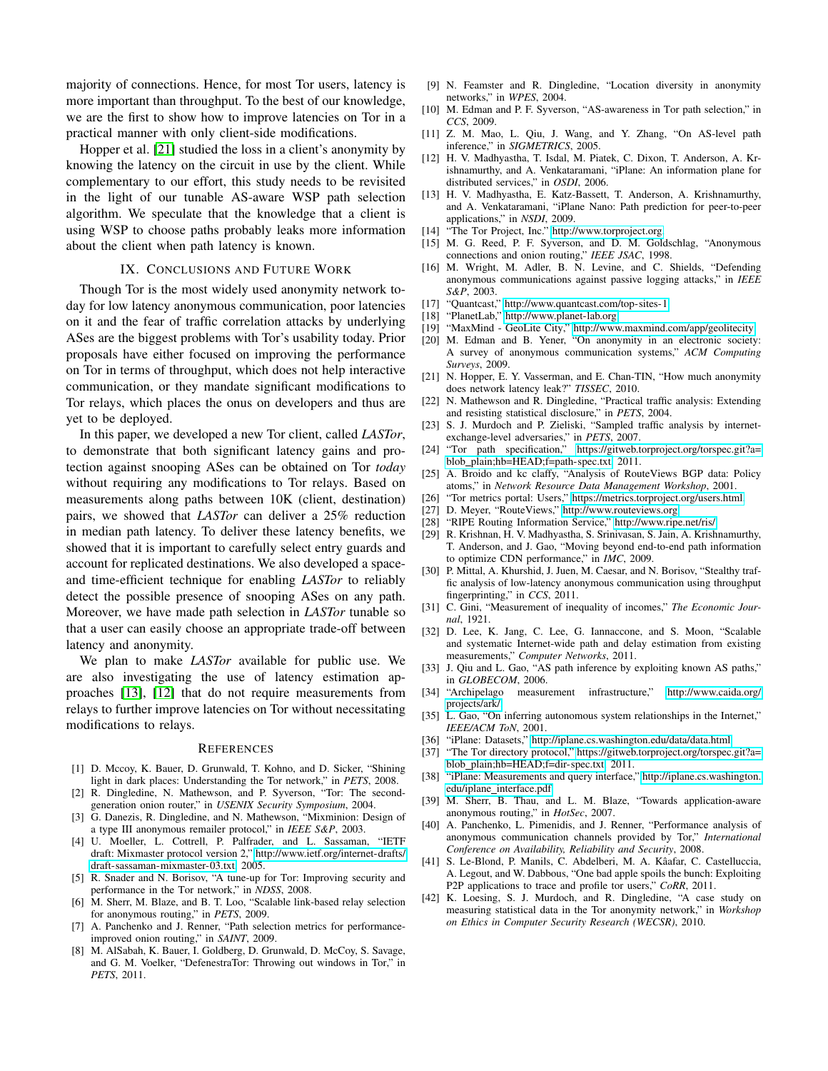majority of connections. Hence, for most Tor users, latency is more important than throughput. To the best of our knowledge, we are the first to show how to improve latencies on Tor in a practical manner with only client-side modifications.

Hopper et al. [21] studied the loss in a client's anonymity by knowing the latency on the circuit in use by the client. While complementary to our effort, this study needs to be revisited in the light of our tunable AS-aware WSP path selection algorithm. We speculate that the knowledge that a client is using WSP to choose paths probably leaks more information about the client when path latency is known.

## IX. Conclusions and Future Work

Though Tor is the most widely used anonymity network today for low latency anonymous communication, poor latencies on it and the fear of traffic correlation attacks by underlying ASes are the biggest problems with Tor's usability today. Prior proposals have either focused on improving the performance on Tor in terms of throughput, which does not help interactive communication, or they mandate significant modifications to Tor relays, which places the onus on developers and thus are yet to be deployed.

In this paper, we developed a new Tor client, called *LASTor*, to demonstrate that both significant latency gains and protection against snooping ASes can be obtained on Tor *today* without requiring any modifications to Tor relays. Based on measurements along paths between 10K (client, destination) pairs, we showed that *LASTor* can deliver a 25% reduction in median path latency. To deliver these latency benefits, we showed that it is important to carefully select entry guards and account for replicated destinations. We also developed a space- and time-efficient technique for enabling *LASTor* to reliably detect the possible presence of snooping ASes on any path. Moreover, we have made path selection in *LASTor* tunable so that a user can easily choose an appropriate trade-off between latency and anonymity.

We plan to make *LASTor* available for public use. We are also investigating the use of latency estimation approaches [13], [12] that do not require measurements from relays to further improve latencies on Tor without necessitating modifications to relays.

## References

[1] D. Mccoy, K. Bauer, D. Grunwald, T. Kohno, and D. Sicker, "Shining light in dark places: Understanding the Tor network," in *PETS*, 2008.

[2] R. Dingledine, N. Mathewson, and P. Syverson, "Tor: The second-generation onion router," in *USENIX Security Symposium*, 2004.

[3] G. Danezis, R. Dingledine, and N. Mathewson, "Mixminion: Design of a type III anonymous remailer protocol," in *IEEE S&P*, 2003.

[4] U. Moeller, L. Cottrell, P. Palfrader, and L. Sassaman, "IETF draft: Mixmaster protocol version 2," http://www.ietf.org/internet-drafts/draft-sassaman-mixmaster-03.txt, 2005.

[5] R. Snader and N. Borisov, "A tune-up for Tor: Improving security and performance in the Tor network," in *NDSS*, 2008.

[6] M. Sherr, M. Blaze, and B. T. Loo, "Scalable link-based relay selection for anonymous routing," in *PETS*, 2009.

[7] A. Panchenko and J. Renner, "Path selection metrics for performance-improved onion routing," in *SAINT*, 2009.

[8] M. AlSabah, K. Bauer, I. Goldberg, D. Grunwald, D. McCoy, S. Savage, and G. M. Voelker, "DefenestraTor: Throwing out windows in Tor," in *PETS*, 2011.

[9] N. Feamster and R. Dingledine, "Location diversity in anonymity networks," in *WPES*, 2004.

[10] M. Edman and P. F. Syverson, "AS-awareness in Tor path selection," in *CCS*, 2009.

[11] Z. M. Mao, L. Qiu, J. Wang, and Y. Zhang, "On AS-level path inference," in *SIGMETRICS*, 2005.

[12] H. V. Madhyastha, T. Isdal, M. Piatek, C. Dixon, T. Anderson, A. Krishnamurthy, and A. Venkataramani, "iPlane: An information plane for distributed services," in *OSDI*, 2006.

[13] H. V. Madhyastha, E. Katz-Bassett, T. Anderson, A. Krishnamurthy, and A. Venkataramani, "iPlane Nano: Path prediction for peer-to-peer applications," in *NSDI*, 2009.

[14] "The Tor Project, Inc." http://www.torproject.org

[15] M. G. Reed, P. F. Syverson, and D. M. Goldschlag, "Anonymous connections and onion routing," *IEEE JSAC*, 1998.

[16] M. Wright, M. Adler, B. N. Levine, and C. Shields, "Defending anonymous communications against passive logging attacks," in *IEEE S&P*, 2003.

[17] "Quantcast," http://www.quantcast.com/top-sites-1

[18] "PlanetLab," http://www.planet-lab.org

[19] "MaxMind - GeoLite City," http://www.maxmind.com/app/geolitecity

[20] M. Edman and B. Yener, "On anonymity in an electronic society: A survey of anonymous communication systems," *ACM Computing Surveys*, 2009.

[21] N. Hopper, E. Y. Vasserman, and E. Chan-TIN, "How much anonymity does network latency leak?" *TISSEC*, 2010.

[22] N. Mathewson and R. Dingledine, "Practical traffic analysis: Extending and resisting statistical disclosure," in *PETS*, 2004.

[23] S. J. Murdoch and P. Zieliski, "Sampled traffic analysis by internet-exchange-level adversaries," in *PETS*, 2007.

[24] "Tor path specification," https://gitweb.torproject.org/torspec.git?a=blob_plain;hb=HEAD;f=path-spec.txt, 2011.

[25] A. Broido and kc claffy, "Analysis of RouteViews BGP data: Policy atoms," in *Network Resource Data Management Workshop*, 2001.

[26] "Tor metrics portal: Users," https://metrics.torproject.org/users.html

[27] D. Meyer, "RouteViews," http://www.routeviews.org

[28] "RIPE Routing Information Service," http://www.ripe.net/ris/

[29] R. Krishnan, H. V. Madhyastha, S. Srinivasan, S. Jain, A. Krishnamurthy, T. Anderson, and J. Gao, "Moving beyond end-to-end path information to optimize CDN performance," in *IMC*, 2009.

[30] P. Mittal, A. Khurshid, J. Juen, M. Caesar, and N. Borisov, "Stealthy traffic analysis of low-latency anonymous communication using throughput fingerprinting," in *CCS*, 2011.

[31] C. Gini, "Measurement of inequality of incomes," *The Economic Journal*, 1921.

[32] D. Lee, K. Jang, C. Lee, G. Iannaccone, and S. Moon, "Scalable and systematic Internet-wide path and delay estimation from existing measurements," *Computer Networks*, 2011.

[33] J. Qiu and L. Gao, "AS path inference by exploiting known AS paths," in *GLOBECOM*, 2006.

[34] "Archipelago measurement infrastructure," http://www.caida.org/projects/ark/

[35] L. Gao, "On inferring autonomous system relationships in the Internet," *IEEE/ACM ToN*, 2001.

[36] "iPlane: Datasets," http://iplane.cs.washington.edu/data/data.html

[37] "The Tor directory protocol," https://gitweb.torproject.org/torspec.git?a=blob_plain;hb=HEAD;f=dir-spec.txt, 2011.

[38] "iPlane: Measurements and query interface," http://iplane.cs.washington.edu/iplane_interface.pdf

[39] M. Sherr, B. Thau, and L. M. Blaze, "Towards application-aware anonymous routing," in *HotSec*, 2007.

[40] A. Panchenko, L. Pimenidis, and J. Renner, "Performance analysis of anonymous communication channels provided by Tor," *International Conference on Availability, Reliability and Security*, 2008.

[41] S. Le-Blond, P. Manils, C. Abdelberi, M. A. Kâafar, C. Castelluccia, A. Legout, and W. Dabbous, "One bad apple spoils the bunch: Exploiting P2P applications to trace and profile tor users," *CoRR*, 2011.

[42] K. Loesing, S. J. Murdoch, and R. Dingledine, "A case study on measuring statistical data in the Tor anonymity network," in *Workshop on Ethics in Computer Security Research (WECSR)*, 2010.